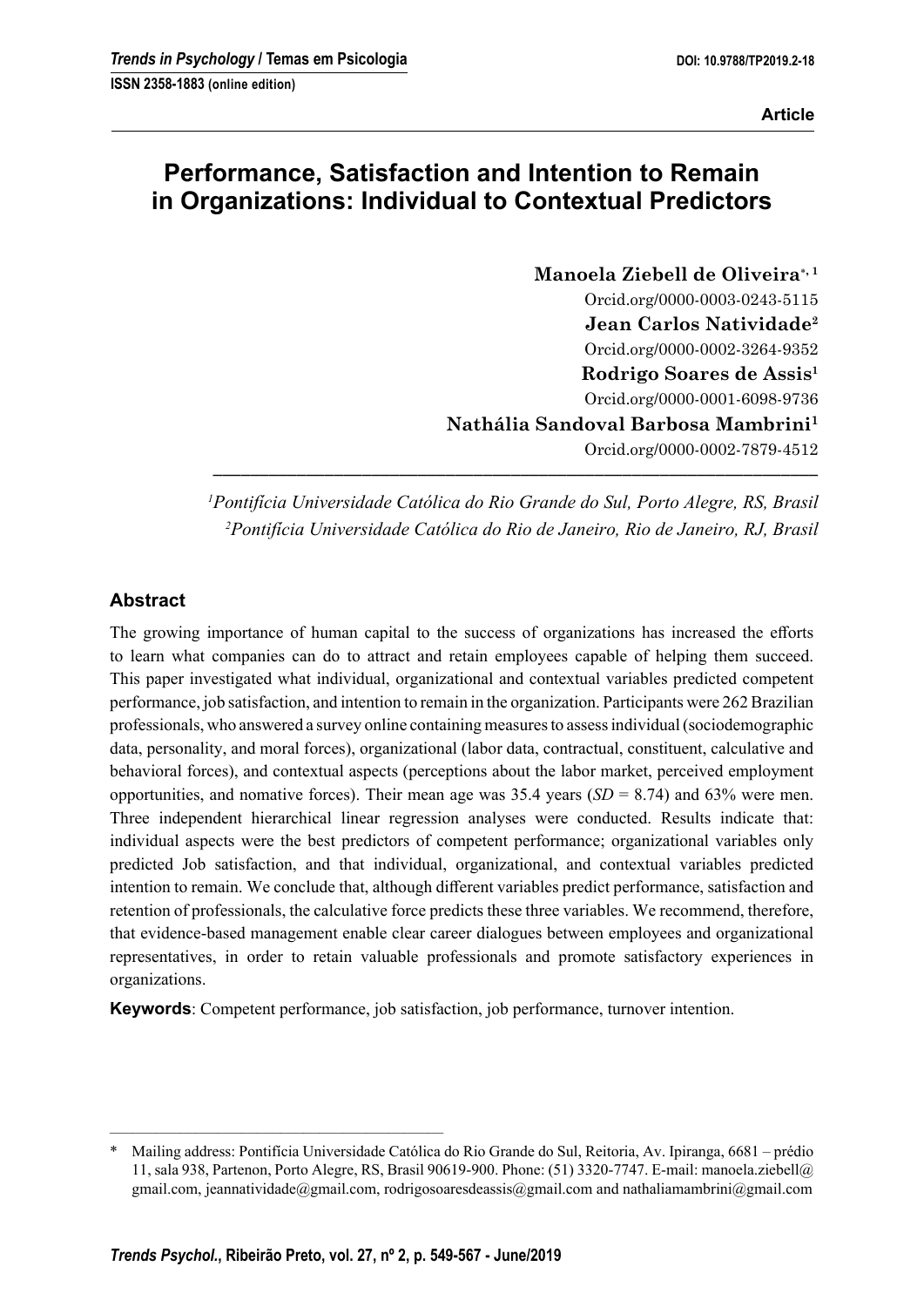Article

# Performance, Satisfaction and Intention to Remain in Organizations: Individual to Contextual Predictors

**Manoela Ziebell de Oliveira**[*, 1]
Orcid.org/0000-0003-0243-5115
**Jean Carlos Natividade**[2]
Orcid.org/0000-0002-3264-9352
**Rodrigo Soares de Assis**[1]
Orcid.org/0000-0001-6098-9736
**Nathália Sandoval Barbosa Mambrini**[1]
Orcid.org/0000-0002-7879-4512

[1] *Pontifícia Universidade Católica do Rio Grande do Sul, Porto Alegre, RS, Brasil*
[2] *Pontifícia Universidade Católica do Rio de Janeiro, Rio de Janeiro, RJ, Brasil*

## Abstract

The growing importance of human capital to the success of organizations has increased the efforts to learn what companies can do to attract and retain employees capable of helping them succeed. This paper investigated what individual, organizational and contextual variables predicted competent performance, job satisfaction, and intention to remain in the organization. Participants were 262 Brazilian professionals, who answered a survey online containing measures to assess individual (sociodemographic data, personality, and moral forces), organizational (labor data, contractual, constituent, calculative and behavioral forces), and contextual aspects (perceptions about the labor market, perceived employment opportunities, and nomative forces). Their mean age was 35.4 years (*SD* = 8.74) and 63% were men. Three independent hierarchical linear regression analyses were conducted. Results indicate that: individual aspects were the best predictors of competent performance; organizational variables only predicted Job satisfaction, and that individual, organizational, and contextual variables predicted intention to remain. We conclude that, although different variables predict performance, satisfaction and retention of professionals, the calculative force predicts these three variables. We recommend, therefore, that evidence-based management enable clear career dialogues between employees and organizational representatives, in order to retain valuable professionals and promote satisfactory experiences in organizations.

**Keywords**: Competent performance, job satisfaction, job performance, turnover intention.

---

\* Mailing address: Pontifícia Universidade Católica do Rio Grande do Sul, Reitoria, Av. Ipiranga, 6681 – prédio 11, sala 938, Partenon, Porto Alegre, RS, Brasil 90619-900. Phone: (51) 3320-7747. E-mail: manoela.ziebell@gmail.com, jeannatividade@gmail.com, rodrigosoaresdeassis@gmail.com and nathaliamambrini@gmail.com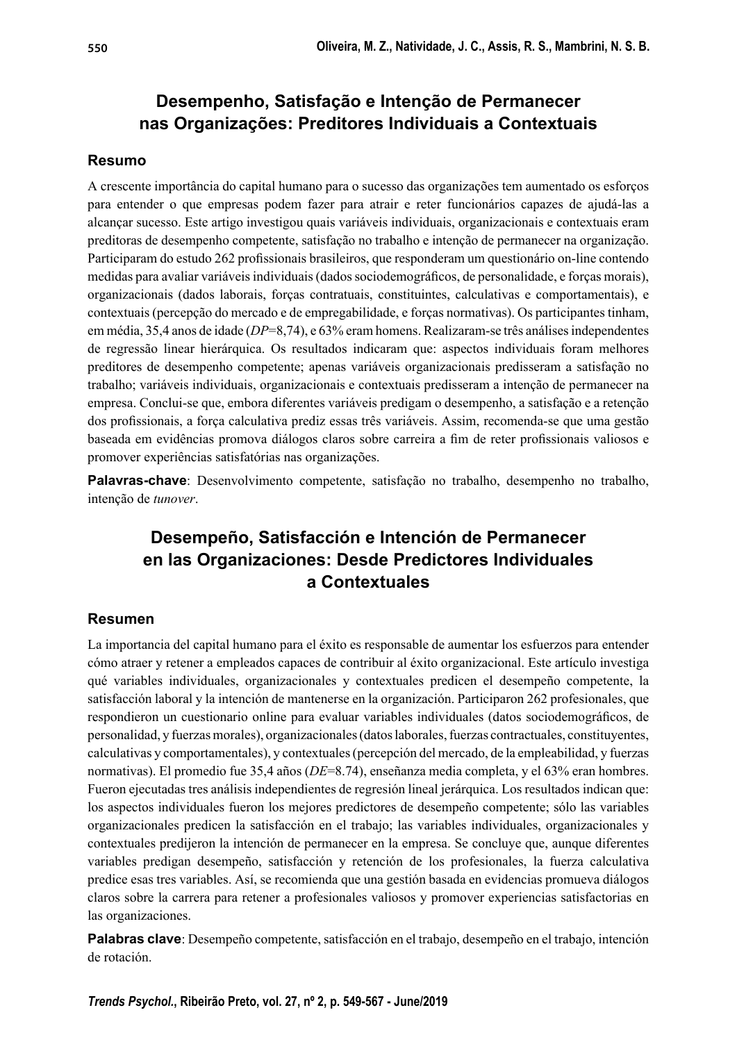# Desempenho, Satisfação e Intenção de Permanecer nas Organizações: Preditores Individuais a Contextuais

## Resumo

A crescente importância do capital humano para o sucesso das organizações tem aumentado os esforços para entender o que empresas podem fazer para atrair e reter funcionários capazes de ajudá-las a alcançar sucesso. Este artigo investigou quais variáveis individuais, organizacionais e contextuais eram preditoras de desempenho competente, satisfação no trabalho e intenção de permanecer na organização. Participaram do estudo 262 profissionais brasileiros, que responderam um questionário on-line contendo medidas para avaliar variáveis individuais (dados sociodemográficos, de personalidade, e forças morais), organizacionais (dados laborais, forças contratuais, constituintes, calculativas e comportamentais), e contextuais (percepção do mercado e de empregabilidade, e forças normativas). Os participantes tinham, em média, 35,4 anos de idade (*DP*=8,74), e 63% eram homens. Realizaram-se três análises independentes de regressão linear hierárquica. Os resultados indicaram que: aspectos individuais foram melhores preditores de desempenho competente; apenas variáveis organizacionais predisseram a satisfação no trabalho; variáveis individuais, organizacionais e contextuais predisseram a intenção de permanecer na empresa. Conclui-se que, embora diferentes variáveis predigam o desempenho, a satisfação e a retenção dos profissionais, a força calculativa prediz essas três variáveis. Assim, recomenda-se que uma gestão baseada em evidências promova diálogos claros sobre carreira a fim de reter profissionais valiosos e promover experiências satisfatórias nas organizações.

**Palavras-chave**: Desenvolvimento competente, satisfação no trabalho, desempenho no trabalho, intenção de *tunover*.

# Desempeño, Satisfacción e Intención de Permanecer en las Organizaciones: Desde Predictores Individuales a Contextuales

## Resumen

La importancia del capital humano para el éxito es responsable de aumentar los esfuerzos para entender cómo atraer y retener a empleados capaces de contribuir al éxito organizacional. Este artículo investiga qué variables individuales, organizacionales y contextuales predicen el desempeño competente, la satisfacción laboral y la intención de mantenerse en la organización. Participaron 262 profesionales, que respondieron un cuestionario online para evaluar variables individuales (datos sociodemográficos, de personalidad, y fuerzas morales), organizacionales (datos laborales, fuerzas contractuales, constituyentes, calculativas y comportamentales), y contextuales (percepción del mercado, de la empleabilidad, y fuerzas normativas). El promedio fue 35,4 años (*DE*=8.74), enseñanza media completa, y el 63% eran hombres. Fueron ejecutadas tres análisis independientes de regresión lineal jerárquica. Los resultados indican que: los aspectos individuales fueron los mejores predictores de desempeño competente; sólo las variables organizacionales predicen la satisfacción en el trabajo; las variables individuales, organizacionales y contextuales predijeron la intención de permanecer en la empresa. Se concluye que, aunque diferentes variables predigan desempeño, satisfacción y retención de los profesionales, la fuerza calculativa predice esas tres variables. Así, se recomienda que una gestión basada en evidencias promueva diálogos claros sobre la carrera para retener a profesionales valiosos y promover experiencias satisfactorias en las organizaciones.

**Palabras clave**: Desempeño competente, satisfacción en el trabajo, desempeño en el trabajo, intención de rotación.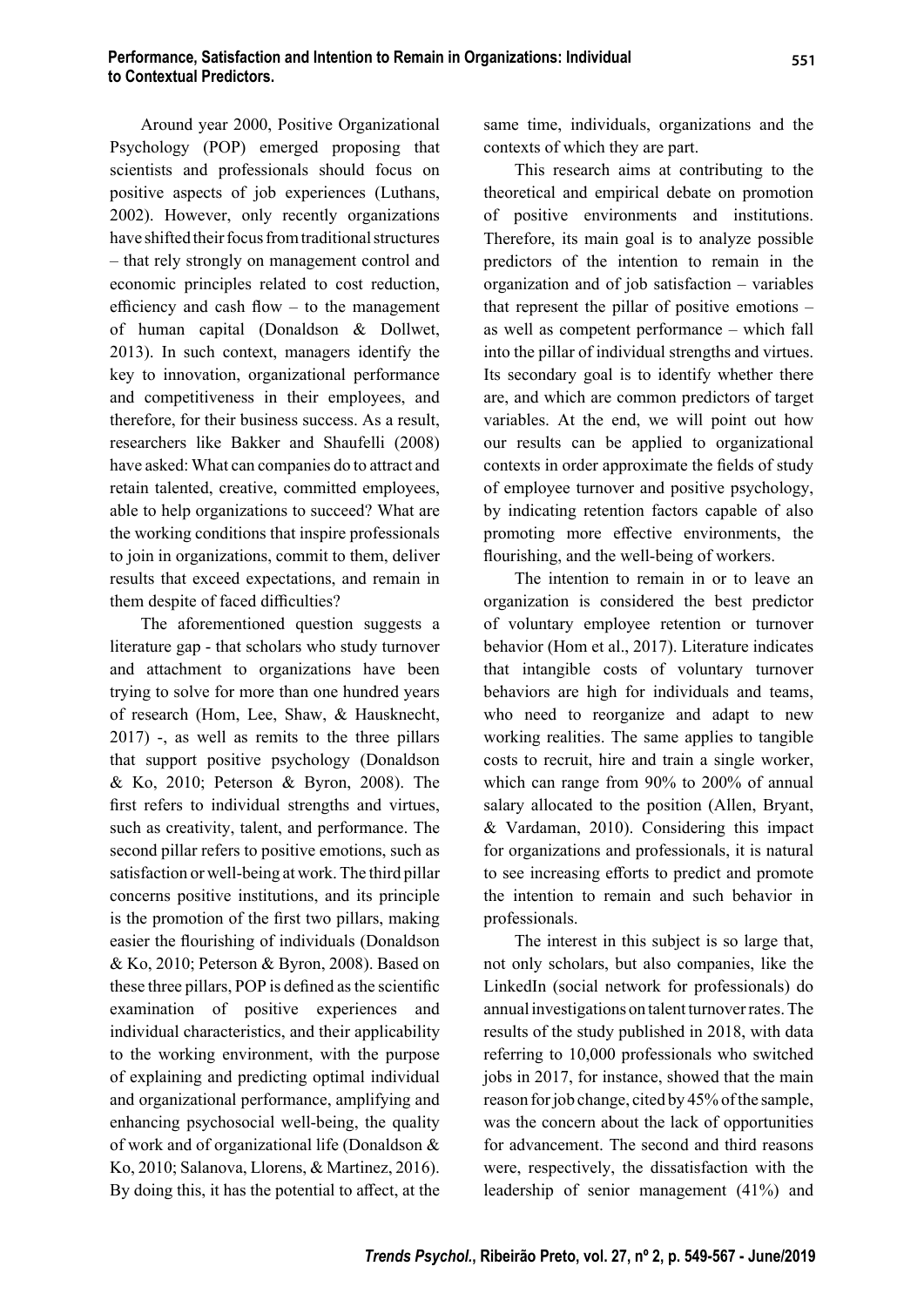Around year 2000, Positive Organizational Psychology (POP) emerged proposing that scientists and professionals should focus on positive aspects of job experiences (Luthans, 2002). However, only recently organizations have shifted their focus from traditional structures – that rely strongly on management control and economic principles related to cost reduction, efficiency and cash flow – to the management of human capital (Donaldson & Dollwet, 2013). In such context, managers identify the key to innovation, organizational performance and competitiveness in their employees, and therefore, for their business success. As a result, researchers like Bakker and Shaufelli (2008) have asked: What can companies do to attract and retain talented, creative, committed employees, able to help organizations to succeed? What are the working conditions that inspire professionals to join in organizations, commit to them, deliver results that exceed expectations, and remain in them despite of faced difficulties?

The aforementioned question suggests a literature gap - that scholars who study turnover and attachment to organizations have been trying to solve for more than one hundred years of research (Hom, Lee, Shaw, & Hausknecht, 2017) -, as well as remits to the three pillars that support positive psychology (Donaldson & Ko, 2010; Peterson & Byron, 2008). The first refers to individual strengths and virtues, such as creativity, talent, and performance. The second pillar refers to positive emotions, such as satisfaction or well-being at work. The third pillar concerns positive institutions, and its principle is the promotion of the first two pillars, making easier the flourishing of individuals (Donaldson & Ko, 2010; Peterson & Byron, 2008). Based on these three pillars, POP is defined as the scientific examination of positive experiences and individual characteristics, and their applicability to the working environment, with the purpose of explaining and predicting optimal individual and organizational performance, amplifying and enhancing psychosocial well-being, the quality of work and of organizational life (Donaldson & Ko, 2010; Salanova, Llorens, & Martinez, 2016). By doing this, it has the potential to affect, at the same time, individuals, organizations and the contexts of which they are part.

This research aims at contributing to the theoretical and empirical debate on promotion of positive environments and institutions. Therefore, its main goal is to analyze possible predictors of the intention to remain in the organization and of job satisfaction – variables that represent the pillar of positive emotions – as well as competent performance – which fall into the pillar of individual strengths and virtues. Its secondary goal is to identify whether there are, and which are common predictors of target variables. At the end, we will point out how our results can be applied to organizational contexts in order approximate the fields of study of employee turnover and positive psychology, by indicating retention factors capable of also promoting more effective environments, the flourishing, and the well-being of workers.

The intention to remain in or to leave an organization is considered the best predictor of voluntary employee retention or turnover behavior (Hom et al., 2017). Literature indicates that intangible costs of voluntary turnover behaviors are high for individuals and teams, who need to reorganize and adapt to new working realities. The same applies to tangible costs to recruit, hire and train a single worker, which can range from 90% to 200% of annual salary allocated to the position (Allen, Bryant, & Vardaman, 2010). Considering this impact for organizations and professionals, it is natural to see increasing efforts to predict and promote the intention to remain and such behavior in professionals.

The interest in this subject is so large that, not only scholars, but also companies, like the LinkedIn (social network for professionals) do annual investigations on talent turnover rates. The results of the study published in 2018, with data referring to 10,000 professionals who switched jobs in 2017, for instance, showed that the main reason for job change, cited by 45% of the sample, was the concern about the lack of opportunities for advancement. The second and third reasons were, respectively, the dissatisfaction with the leadership of senior management (41%) and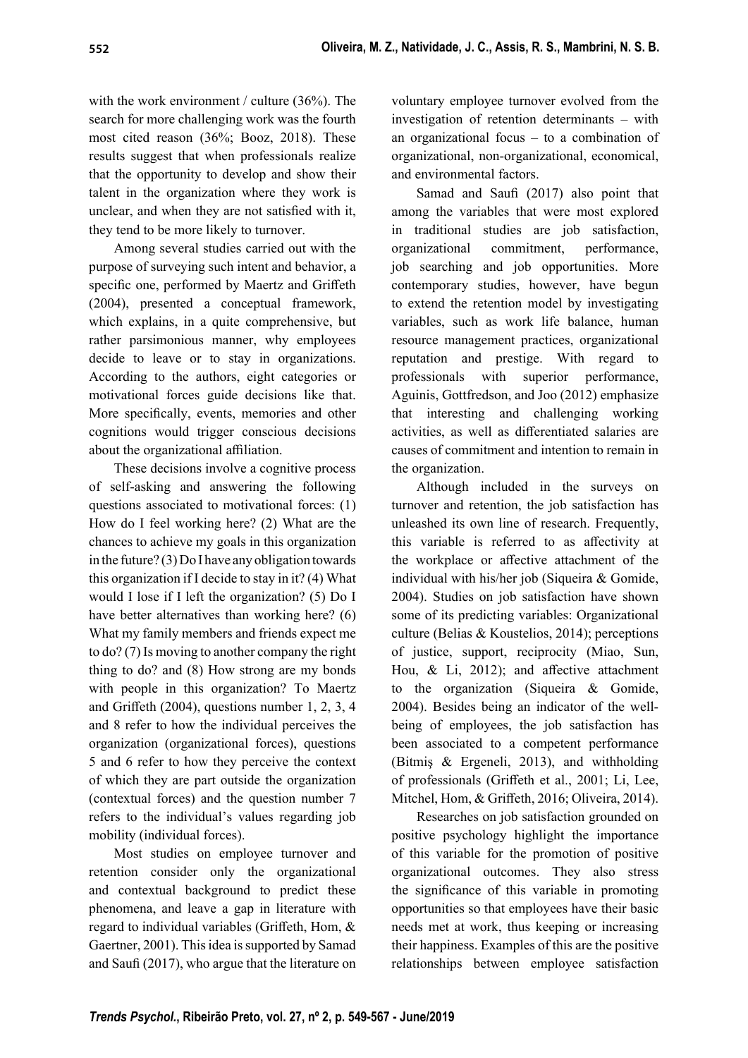with the work environment / culture (36%). The search for more challenging work was the fourth most cited reason (36%; Booz, 2018). These results suggest that when professionals realize that the opportunity to develop and show their talent in the organization where they work is unclear, and when they are not satisfied with it, they tend to be more likely to turnover.

Among several studies carried out with the purpose of surveying such intent and behavior, a specific one, performed by Maertz and Griffeth (2004), presented a conceptual framework, which explains, in a quite comprehensive, but rather parsimonious manner, why employees decide to leave or to stay in organizations. According to the authors, eight categories or motivational forces guide decisions like that. More specifically, events, memories and other cognitions would trigger conscious decisions about the organizational affiliation.

These decisions involve a cognitive process of self-asking and answering the following questions associated to motivational forces: (1) How do I feel working here? (2) What are the chances to achieve my goals in this organization in the future? (3) Do I have any obligation towards this organization if I decide to stay in it? (4) What would I lose if I left the organization? (5) Do I have better alternatives than working here? (6) What my family members and friends expect me to do? (7) Is moving to another company the right thing to do? and (8) How strong are my bonds with people in this organization? To Maertz and Griffeth (2004), questions number 1, 2, 3, 4 and 8 refer to how the individual perceives the organization (organizational forces), questions 5 and 6 refer to how they perceive the context of which they are part outside the organization (contextual forces) and the question number 7 refers to the individual's values regarding job mobility (individual forces).

Most studies on employee turnover and retention consider only the organizational and contextual background to predict these phenomena, and leave a gap in literature with regard to individual variables (Griffeth, Hom, & Gaertner, 2001). This idea is supported by Samad and Saufi (2017), who argue that the literature on voluntary employee turnover evolved from the investigation of retention determinants – with an organizational focus – to a combination of organizational, non-organizational, economical, and environmental factors.

Samad and Saufi (2017) also point that among the variables that were most explored in traditional studies are job satisfaction, organizational commitment, performance, job searching and job opportunities. More contemporary studies, however, have begun to extend the retention model by investigating variables, such as work life balance, human resource management practices, organizational reputation and prestige. With regard to professionals with superior performance, Aguinis, Gottfredson, and Joo (2012) emphasize that interesting and challenging working activities, as well as differentiated salaries are causes of commitment and intention to remain in the organization.

Although included in the surveys on turnover and retention, the job satisfaction has unleashed its own line of research. Frequently, this variable is referred to as affectivity at the workplace or affective attachment of the individual with his/her job (Siqueira & Gomide, 2004). Studies on job satisfaction have shown some of its predicting variables: Organizational culture (Belias & Koustelios, 2014); perceptions of justice, support, reciprocity (Miao, Sun, Hou, & Li, 2012); and affective attachment to the organization (Siqueira & Gomide, 2004). Besides being an indicator of the well-being of employees, the job satisfaction has been associated to a competent performance (Bitmiş & Ergeneli, 2013), and withholding of professionals (Griffeth et al., 2001; Li, Lee, Mitchel, Hom, & Griffeth, 2016; Oliveira, 2014).

Researches on job satisfaction grounded on positive psychology highlight the importance of this variable for the promotion of positive organizational outcomes. They also stress the significance of this variable in promoting opportunities so that employees have their basic needs met at work, thus keeping or increasing their happiness. Examples of this are the positive relationships between employee satisfaction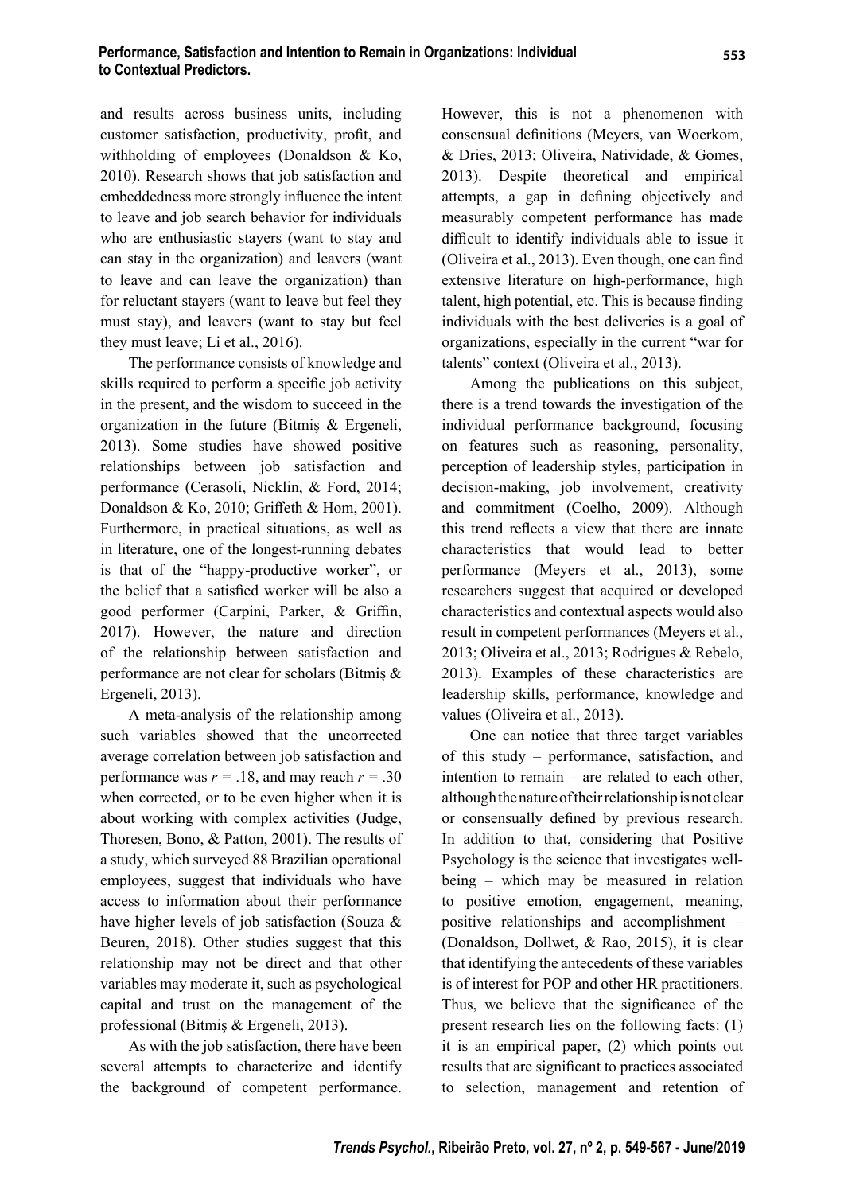and results across business units, including customer satisfaction, productivity, profit, and withholding of employees (Donaldson & Ko, 2010). Research shows that job satisfaction and embeddedness more strongly influence the intent to leave and job search behavior for individuals who are enthusiastic stayers (want to stay and can stay in the organization) and leavers (want to leave and can leave the organization) than for reluctant stayers (want to leave but feel they must stay), and leavers (want to stay but feel they must leave; Li et al., 2016).

The performance consists of knowledge and skills required to perform a specific job activity in the present, and the wisdom to succeed in the organization in the future (Bitmiş & Ergeneli, 2013). Some studies have showed positive relationships between job satisfaction and performance (Cerasoli, Nicklin, & Ford, 2014; Donaldson & Ko, 2010; Griffeth & Hom, 2001). Furthermore, in practical situations, as well as in literature, one of the longest-running debates is that of the "happy-productive worker", or the belief that a satisfied worker will be also a good performer (Carpini, Parker, & Griffin, 2017). However, the nature and direction of the relationship between satisfaction and performance are not clear for scholars (Bitmiş & Ergeneli, 2013).

A meta-analysis of the relationship among such variables showed that the uncorrected average correlation between job satisfaction and performance was $r = .18$, and may reach $r = .30$ when corrected, or to be even higher when it is about working with complex activities (Judge, Thoresen, Bono, & Patton, 2001). The results of a study, which surveyed 88 Brazilian operational employees, suggest that individuals who have access to information about their performance have higher levels of job satisfaction (Souza & Beuren, 2018). Other studies suggest that this relationship may not be direct and that other variables may moderate it, such as psychological capital and trust on the management of the professional (Bitmiş & Ergeneli, 2013).

As with the job satisfaction, there have been several attempts to characterize and identify the background of competent performance. However, this is not a phenomenon with consensual definitions (Meyers, van Woerkom, & Dries, 2013; Oliveira, Natividade, & Gomes, 2013). Despite theoretical and empirical attempts, a gap in defining objectively and measurably competent performance has made difficult to identify individuals able to issue it (Oliveira et al., 2013). Even though, one can find extensive literature on high-performance, high talent, high potential, etc. This is because finding individuals with the best deliveries is a goal of organizations, especially in the current "war for talents" context (Oliveira et al., 2013).

Among the publications on this subject, there is a trend towards the investigation of the individual performance background, focusing on features such as reasoning, personality, perception of leadership styles, participation in decision-making, job involvement, creativity and commitment (Coelho, 2009). Although this trend reflects a view that there are innate characteristics that would lead to better performance (Meyers et al., 2013), some researchers suggest that acquired or developed characteristics and contextual aspects would also result in competent performances (Meyers et al., 2013; Oliveira et al., 2013; Rodrigues & Rebelo, 2013). Examples of these characteristics are leadership skills, performance, knowledge and values (Oliveira et al., 2013).

One can notice that three target variables of this study – performance, satisfaction, and intention to remain – are related to each other, although the nature of their relationship is not clear or consensually defined by previous research. In addition to that, considering that Positive Psychology is the science that investigates well-being – which may be measured in relation to positive emotion, engagement, meaning, positive relationships and accomplishment – (Donaldson, Dollwet, & Rao, 2015), it is clear that identifying the antecedents of these variables is of interest for POP and other HR practitioners. Thus, we believe that the significance of the present research lies on the following facts: (1) it is an empirical paper, (2) which points out results that are significant to practices associated to selection, management and retention of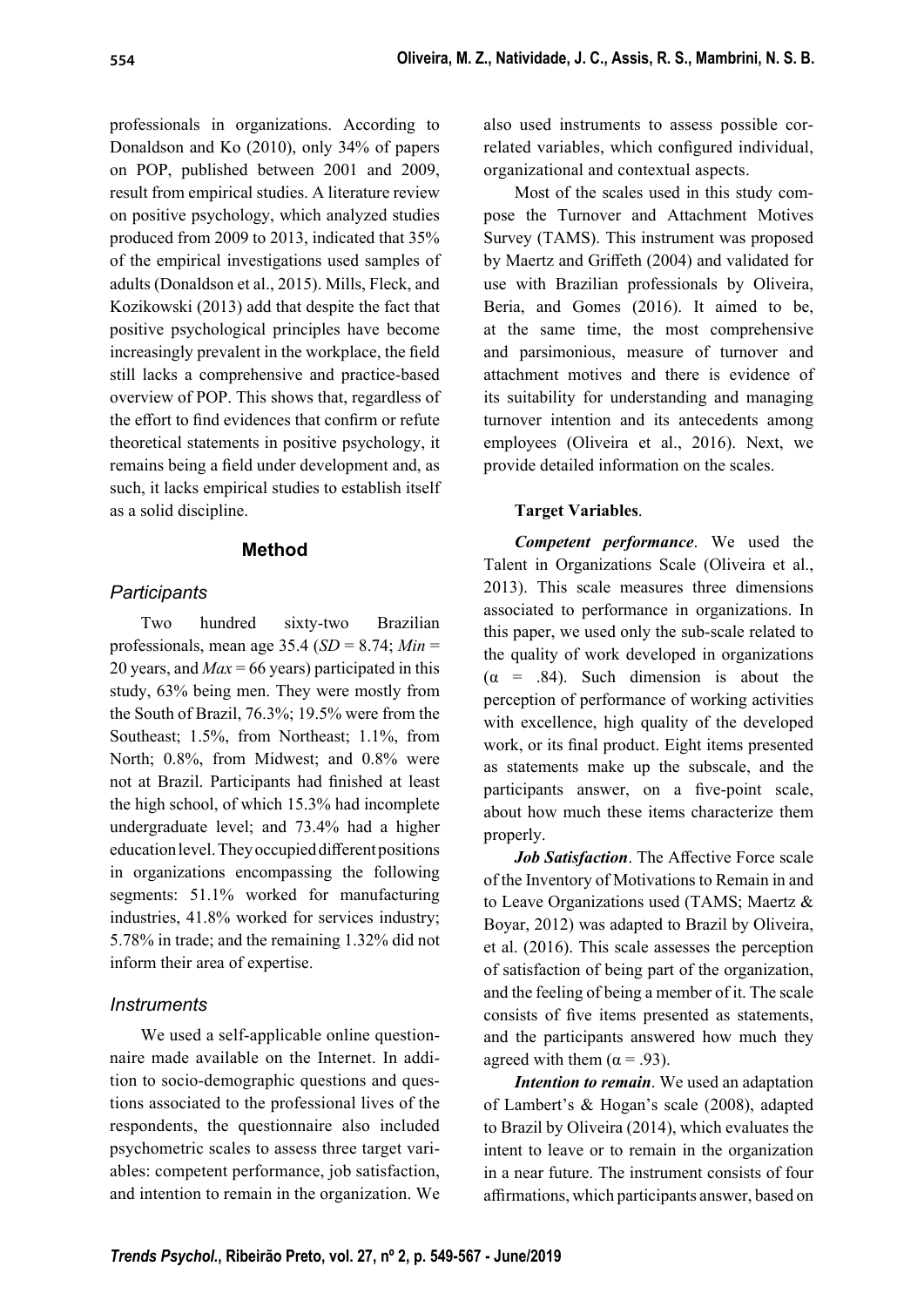professionals in organizations. According to Donaldson and Ko (2010), only 34% of papers on POP, published between 2001 and 2009, result from empirical studies. A literature review on positive psychology, which analyzed studies produced from 2009 to 2013, indicated that 35% of the empirical investigations used samples of adults (Donaldson et al., 2015). Mills, Fleck, and Kozikowski (2013) add that despite the fact that positive psychological principles have become increasingly prevalent in the workplace, the field still lacks a comprehensive and practice-based overview of POP. This shows that, regardless of the effort to find evidences that confirm or refute theoretical statements in positive psychology, it remains being a field under development and, as such, it lacks empirical studies to establish itself as a solid discipline.

## Method

### Participants

Two hundred sixty-two Brazilian professionals, mean age 35.4 (*SD* = 8.74; *Min* = 20 years, and *Max* = 66 years) participated in this study, 63% being men. They were mostly from the South of Brazil, 76.3%; 19.5% were from the Southeast; 1.5%, from Northeast; 1.1%, from North; 0.8%, from Midwest; and 0.8% were not at Brazil. Participants had finished at least the high school, of which 15.3% had incomplete undergraduate level; and 73.4% had a higher education level. They occupied different positions in organizations encompassing the following segments: 51.1% worked for manufacturing industries, 41.8% worked for services industry; 5.78% in trade; and the remaining 1.32% did not inform their area of expertise.

### Instruments

We used a self-applicable online questionnaire made available on the Internet. In addition to socio-demographic questions and questions associated to the professional lives of the respondents, the questionnaire also included psychometric scales to assess three target variables: competent performance, job satisfaction, and intention to remain in the organization. We also used instruments to assess possible correlated variables, which configured individual, organizational and contextual aspects.

Most of the scales used in this study compose the Turnover and Attachment Motives Survey (TAMS). This instrument was proposed by Maertz and Griffeth (2004) and validated for use with Brazilian professionals by Oliveira, Beria, and Gomes (2016). It aimed to be, at the same time, the most comprehensive and parsimonious, measure of turnover and attachment motives and there is evidence of its suitability for understanding and managing turnover intention and its antecedents among employees (Oliveira et al., 2016). Next, we provide detailed information on the scales.

**Target Variables**.

***Competent performance***. We used the Talent in Organizations Scale (Oliveira et al., 2013). This scale measures three dimensions associated to performance in organizations. In this paper, we used only the sub-scale related to the quality of work developed in organizations ($\alpha$ = .84). Such dimension is about the perception of performance of working activities with excellence, high quality of the developed work, or its final product. Eight items presented as statements make up the subscale, and the participants answer, on a five-point scale, about how much these items characterize them properly.

***Job Satisfaction***. The Affective Force scale of the Inventory of Motivations to Remain in and to Leave Organizations used (TAMS; Maertz & Boyar, 2012) was adapted to Brazil by Oliveira, et al. (2016). This scale assesses the perception of satisfaction of being part of the organization, and the feeling of being a member of it. The scale consists of five items presented as statements, and the participants answered how much they agreed with them ($\alpha$ = .93).

***Intention to remain***. We used an adaptation of Lambert's & Hogan's scale (2008), adapted to Brazil by Oliveira (2014), which evaluates the intent to leave or to remain in the organization in a near future. The instrument consists of four affirmations, which participants answer, based on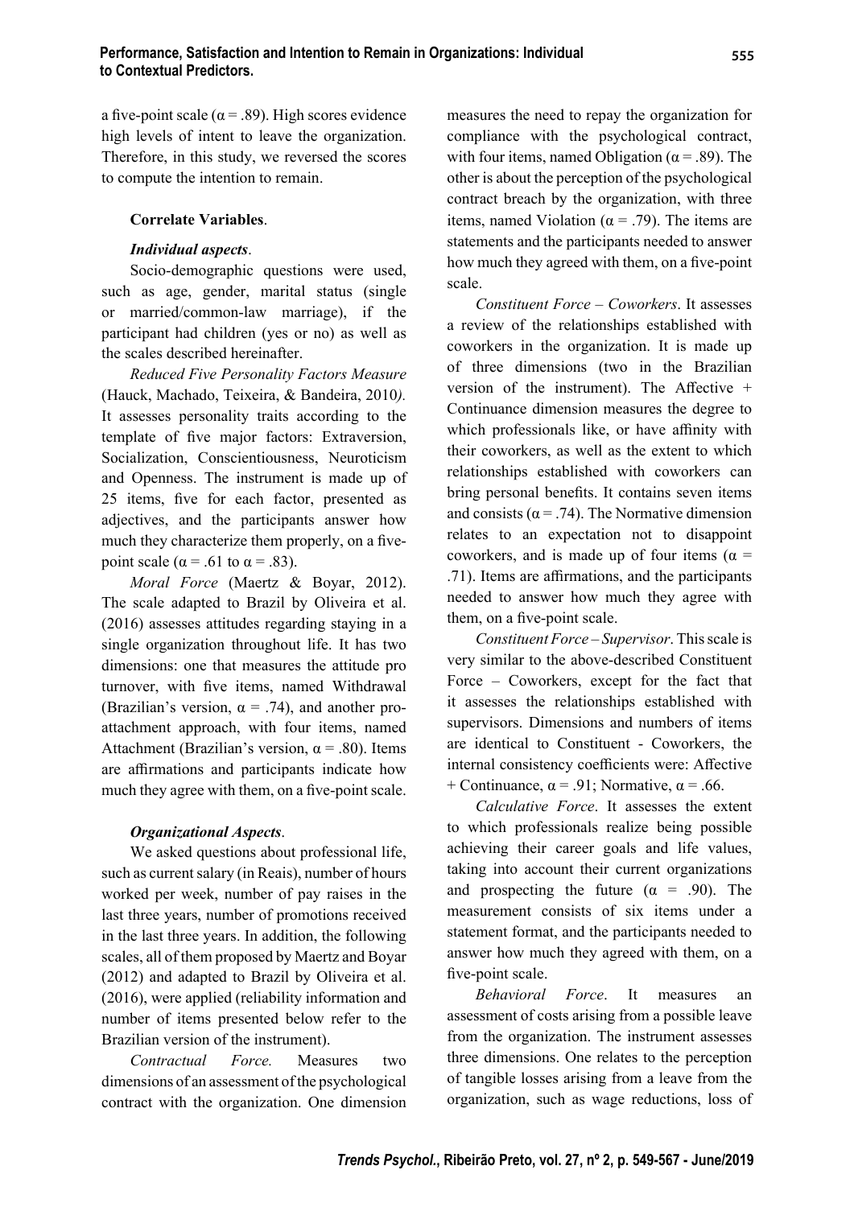a five-point scale ($\alpha = .89$). High scores evidence high levels of intent to leave the organization. Therefore, in this study, we reversed the scores to compute the intention to remain.

**Correlate Variables**.

***Individual aspects***.

Socio-demographic questions were used, such as age, gender, marital status (single or married/common-law marriage), if the participant had children (yes or no) as well as the scales described hereinafter.

*Reduced Five Personality Factors Measure* (Hauck, Machado, Teixeira, & Bandeira, 2010*)*. It assesses personality traits according to the template of five major factors: Extraversion, Socialization, Conscientiousness, Neuroticism and Openness. The instrument is made up of 25 items, five for each factor, presented as adjectives, and the participants answer how much they characterize them properly, on a five-point scale ($\alpha = .61$ to $\alpha = .83$).

*Moral Force* (Maertz & Boyar, 2012). The scale adapted to Brazil by Oliveira et al. (2016) assesses attitudes regarding staying in a single organization throughout life. It has two dimensions: one that measures the attitude pro turnover, with five items, named Withdrawal (Brazilian's version, $\alpha = .74$), and another pro-attachment approach, with four items, named Attachment (Brazilian's version, $\alpha = .80$). Items are affirmations and participants indicate how much they agree with them, on a five-point scale.

***Organizational Aspects***.

We asked questions about professional life, such as current salary (in Reais), number of hours worked per week, number of pay raises in the last three years, number of promotions received in the last three years. In addition, the following scales, all of them proposed by Maertz and Boyar (2012) and adapted to Brazil by Oliveira et al. (2016), were applied (reliability information and number of items presented below refer to the Brazilian version of the instrument).

*Contractual Force.* Measures two dimensions of an assessment of the psychological contract with the organization. One dimension measures the need to repay the organization for compliance with the psychological contract, with four items, named Obligation ($\alpha = .89$). The other is about the perception of the psychological contract breach by the organization, with three items, named Violation ($\alpha = .79$). The items are statements and the participants needed to answer how much they agreed with them, on a five-point scale.

*Constituent Force – Coworkers*. It assesses a review of the relationships established with coworkers in the organization. It is made up of three dimensions (two in the Brazilian version of the instrument). The Affective + Continuance dimension measures the degree to which professionals like, or have affinity with their coworkers, as well as the extent to which relationships established with coworkers can bring personal benefits. It contains seven items and consists ($\alpha = .74$). The Normative dimension relates to an expectation not to disappoint coworkers, and is made up of four items ($\alpha = .71$). Items are affirmations, and the participants needed to answer how much they agree with them, on a five-point scale.

*Constituent Force – Supervisor*. This scale is very similar to the above-described Constituent Force – Coworkers, except for the fact that it assesses the relationships established with supervisors. Dimensions and numbers of items are identical to Constituent - Coworkers, the internal consistency coefficients were: Affective + Continuance, $\alpha = .91$; Normative, $\alpha = .66$.

*Calculative Force*. It assesses the extent to which professionals realize being possible achieving their career goals and life values, taking into account their current organizations and prospecting the future ($\alpha = .90$). The measurement consists of six items under a statement format, and the participants needed to answer how much they agreed with them, on a five-point scale.

*Behavioral Force*. It measures an assessment of costs arising from a possible leave from the organization. The instrument assesses three dimensions. One relates to the perception of tangible losses arising from a leave from the organization, such as wage reductions, loss of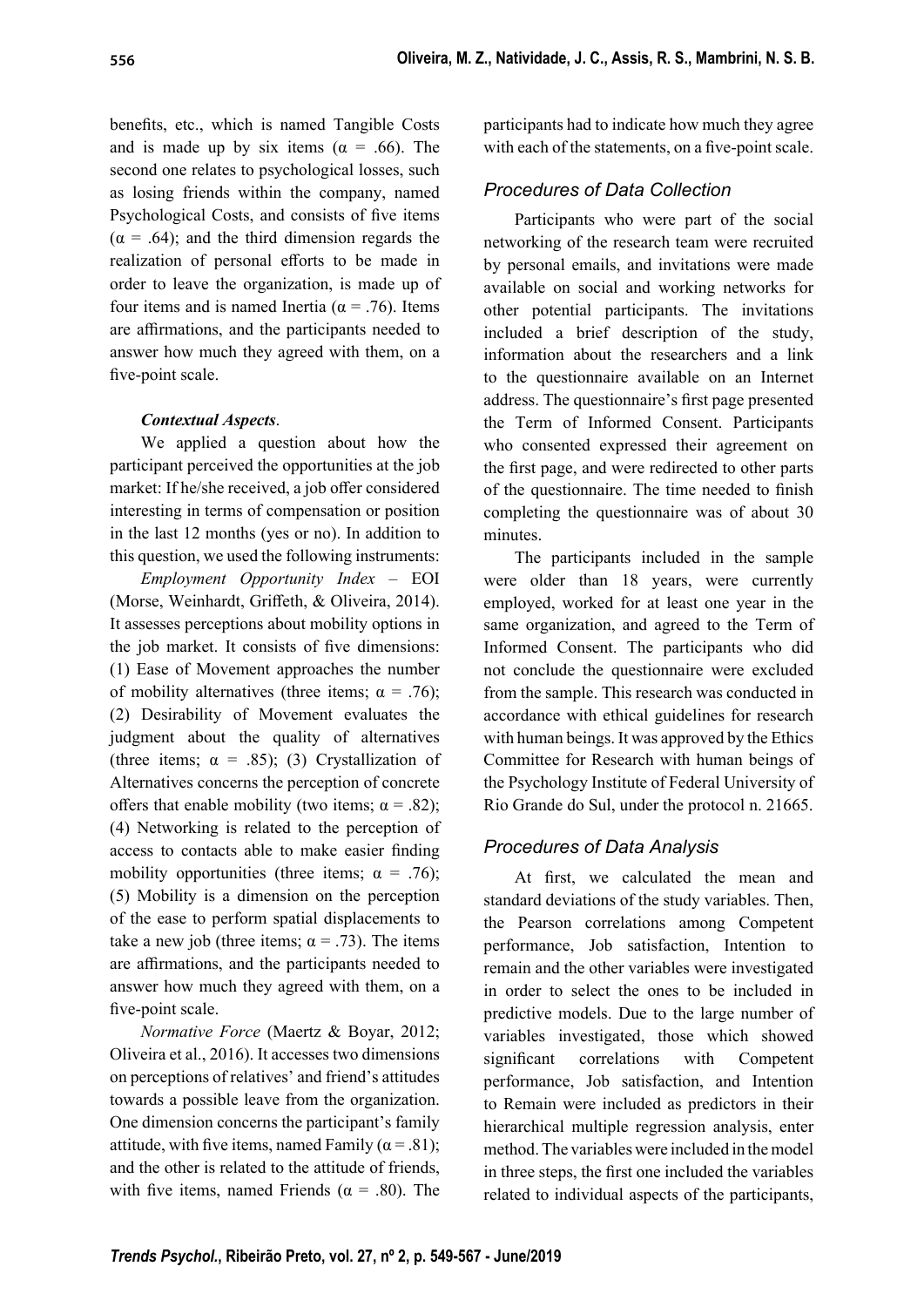benefits, etc., which is named Tangible Costs and is made up by six items ($\alpha$ = .66). The second one relates to psychological losses, such as losing friends within the company, named Psychological Costs, and consists of five items ($\alpha$ = .64); and the third dimension regards the realization of personal efforts to be made in order to leave the organization, is made up of four items and is named Inertia ($\alpha$ = .76). Items are affirmations, and the participants needed to answer how much they agreed with them, on a five-point scale.

***Contextual Aspects*.**

We applied a question about how the participant perceived the opportunities at the job market: If he/she received, a job offer considered interesting in terms of compensation or position in the last 12 months (yes or no). In addition to this question, we used the following instruments:

*Employment Opportunity Index* – EOI (Morse, Weinhardt, Griffeth, & Oliveira, 2014). It assesses perceptions about mobility options in the job market. It consists of five dimensions: (1) Ease of Movement approaches the number of mobility alternatives (three items; $\alpha$ = .76); (2) Desirability of Movement evaluates the judgment about the quality of alternatives (three items; $\alpha$ = .85); (3) Crystallization of Alternatives concerns the perception of concrete offers that enable mobility (two items; $\alpha$ = .82); (4) Networking is related to the perception of access to contacts able to make easier finding mobility opportunities (three items; $\alpha$ = .76); (5) Mobility is a dimension on the perception of the ease to perform spatial displacements to take a new job (three items; $\alpha$ = .73). The items are affirmations, and the participants needed to answer how much they agreed with them, on a five-point scale.

*Normative Force* (Maertz & Boyar, 2012; Oliveira et al., 2016). It accesses two dimensions on perceptions of relatives' and friend's attitudes towards a possible leave from the organization. One dimension concerns the participant's family attitude, with five items, named Family ($\alpha$ = .81); and the other is related to the attitude of friends, with five items, named Friends ($\alpha$ = .80). The participants had to indicate how much they agree with each of the statements, on a five-point scale.

## Procedures of Data Collection

Participants who were part of the social networking of the research team were recruited by personal emails, and invitations were made available on social and working networks for other potential participants. The invitations included a brief description of the study, information about the researchers and a link to the questionnaire available on an Internet address. The questionnaire's first page presented the Term of Informed Consent. Participants who consented expressed their agreement on the first page, and were redirected to other parts of the questionnaire. The time needed to finish completing the questionnaire was of about 30 minutes.

The participants included in the sample were older than 18 years, were currently employed, worked for at least one year in the same organization, and agreed to the Term of Informed Consent. The participants who did not conclude the questionnaire were excluded from the sample. This research was conducted in accordance with ethical guidelines for research with human beings. It was approved by the Ethics Committee for Research with human beings of the Psychology Institute of Federal University of Rio Grande do Sul, under the protocol n. 21665.

## Procedures of Data Analysis

At first, we calculated the mean and standard deviations of the study variables. Then, the Pearson correlations among Competent performance, Job satisfaction, Intention to remain and the other variables were investigated in order to select the ones to be included in predictive models. Due to the large number of variables investigated, those which showed significant correlations with Competent performance, Job satisfaction, and Intention to Remain were included as predictors in their hierarchical multiple regression analysis, enter method. The variables were included in the model in three steps, the first one included the variables related to individual aspects of the participants,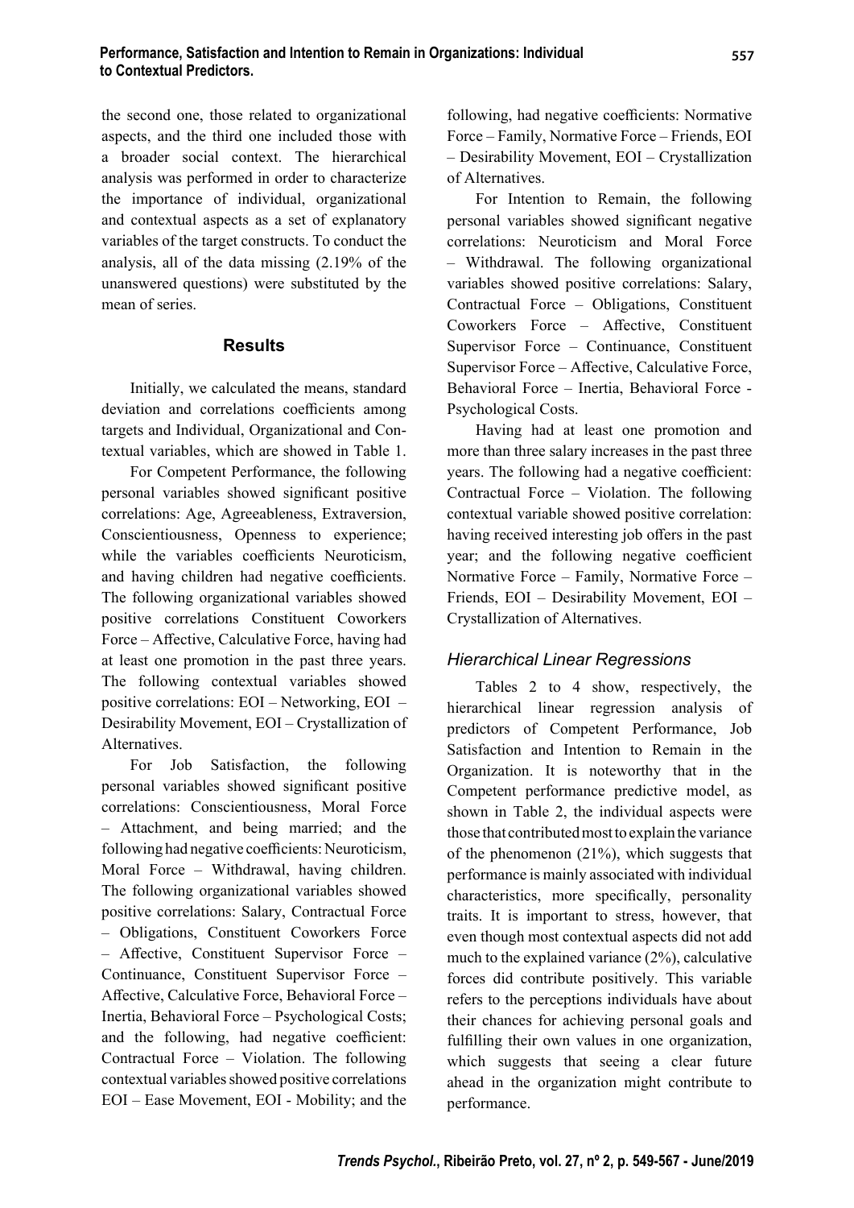the second one, those related to organizational aspects, and the third one included those with a broader social context. The hierarchical analysis was performed in order to characterize the importance of individual, organizational and contextual aspects as a set of explanatory variables of the target constructs. To conduct the analysis, all of the data missing (2.19% of the unanswered questions) were substituted by the mean of series.

## Results

Initially, we calculated the means, standard deviation and correlations coefficients among targets and Individual, Organizational and Contextual variables, which are showed in Table 1.

For Competent Performance, the following personal variables showed significant positive correlations: Age, Agreeableness, Extraversion, Conscientiousness, Openness to experience; while the variables coefficients Neuroticism, and having children had negative coefficients. The following organizational variables showed positive correlations Constituent Coworkers Force – Affective, Calculative Force, having had at least one promotion in the past three years. The following contextual variables showed positive correlations: EOI – Networking, EOI – Desirability Movement, EOI – Crystallization of Alternatives.

For Job Satisfaction, the following personal variables showed significant positive correlations: Conscientiousness, Moral Force – Attachment, and being married; and the following had negative coefficients: Neuroticism, Moral Force – Withdrawal, having children. The following organizational variables showed positive correlations: Salary, Contractual Force – Obligations, Constituent Coworkers Force – Affective, Constituent Supervisor Force – Continuance, Constituent Supervisor Force – Affective, Calculative Force, Behavioral Force – Inertia, Behavioral Force – Psychological Costs; and the following, had negative coefficient: Contractual Force – Violation. The following contextual variables showed positive correlations EOI – Ease Movement, EOI - Mobility; and the following, had negative coefficients: Normative Force – Family, Normative Force – Friends, EOI – Desirability Movement, EOI – Crystallization of Alternatives.

For Intention to Remain, the following personal variables showed significant negative correlations: Neuroticism and Moral Force – Withdrawal. The following organizational variables showed positive correlations: Salary, Contractual Force – Obligations, Constituent Coworkers Force – Affective, Constituent Supervisor Force – Continuance, Constituent Supervisor Force – Affective, Calculative Force, Behavioral Force – Inertia, Behavioral Force - Psychological Costs.

Having had at least one promotion and more than three salary increases in the past three years. The following had a negative coefficient: Contractual Force – Violation. The following contextual variable showed positive correlation: having received interesting job offers in the past year; and the following negative coefficient Normative Force – Family, Normative Force – Friends, EOI – Desirability Movement, EOI – Crystallization of Alternatives.

### *Hierarchical Linear Regressions*

Tables 2 to 4 show, respectively, the hierarchical linear regression analysis of predictors of Competent Performance, Job Satisfaction and Intention to Remain in the Organization. It is noteworthy that in the Competent performance predictive model, as shown in Table 2, the individual aspects were those that contributed most to explain the variance of the phenomenon (21%), which suggests that performance is mainly associated with individual characteristics, more specifically, personality traits. It is important to stress, however, that even though most contextual aspects did not add much to the explained variance (2%), calculative forces did contribute positively. This variable refers to the perceptions individuals have about their chances for achieving personal goals and fulfilling their own values in one organization, which suggests that seeing a clear future ahead in the organization might contribute to performance.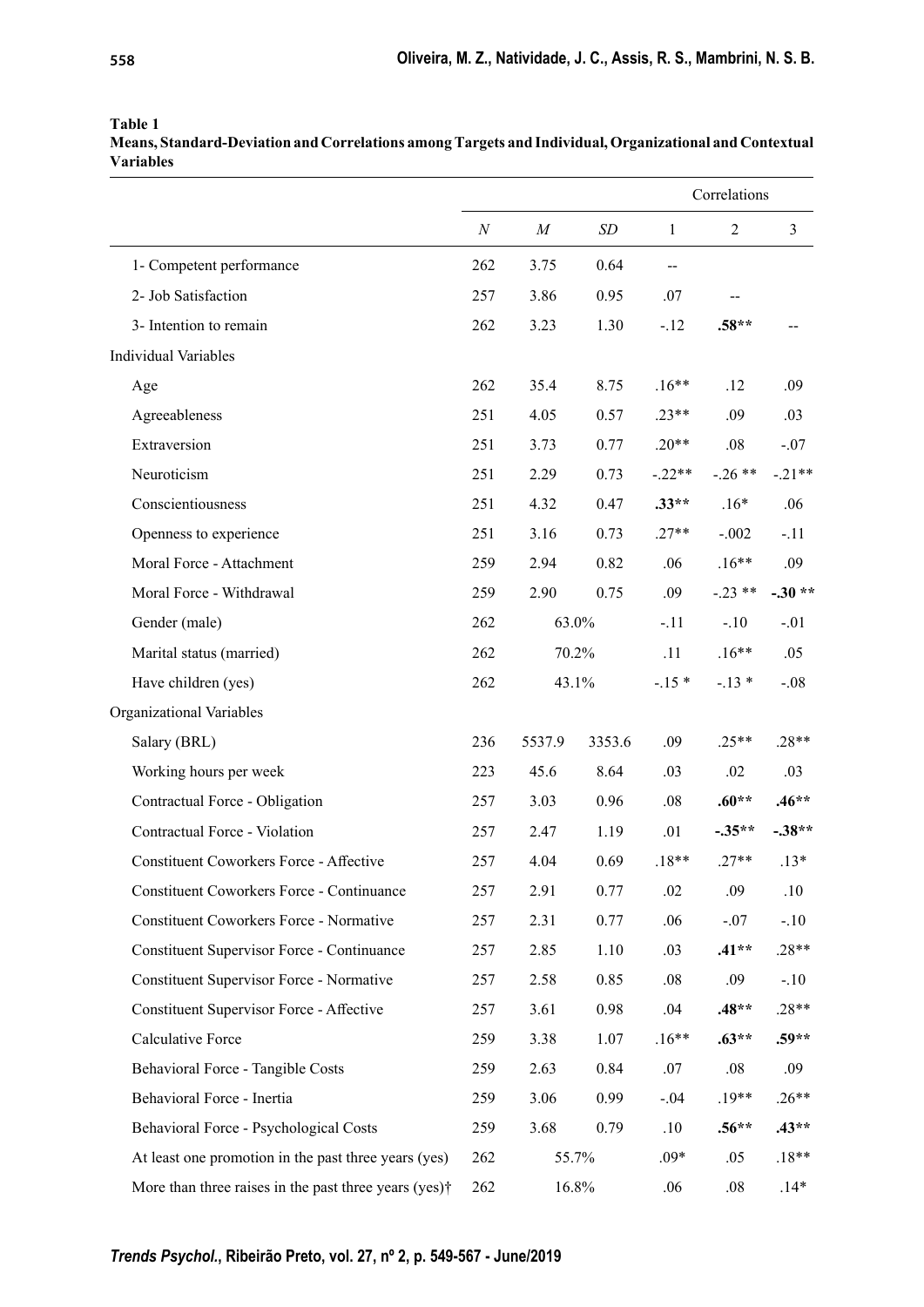**Table 1**
**Means, Standard-Deviation and Correlations among Targets and Individual, Organizational and Contextual Variables**

| | *N* | *M* | *SD* | Correlations 1 | 2 | 3 |
|---|---|---|---|---|---|---|
| 1- Competent performance | 262 | 3.75 | 0.64 | -- | | |
| 2- Job Satisfaction | 257 | 3.86 | 0.95 | .07 | -- | |
| 3- Intention to remain | 262 | 3.23 | 1.30 | -.12 | **.58**** | -- |
| Individual Variables | | | | | | |
| Age | 262 | 35.4 | 8.75 | .16** | .12 | .09 |
| Agreeableness | 251 | 4.05 | 0.57 | .23** | .09 | .03 |
| Extraversion | 251 | 3.73 | 0.77 | .20** | .08 | -.07 |
| Neuroticism | 251 | 2.29 | 0.73 | -.22** | -.26 ** | -.21** |
| Conscientiousness | 251 | 4.32 | 0.47 | **.33**** | .16* | .06 |
| Openness to experience | 251 | 3.16 | 0.73 | .27** | -.002 | -.11 |
| Moral Force - Attachment | 259 | 2.94 | 0.82 | .06 | .16** | .09 |
| Moral Force - Withdrawal | 259 | 2.90 | 0.75 | .09 | -.23 ** | **-.30 **** |
| Gender (male) | 262 | 63.0% | | -.11 | -.10 | -.01 |
| Marital status (married) | 262 | 70.2% | | .11 | .16** | .05 |
| Have children (yes) | 262 | 43.1% | | -.15 * | -.13 * | -.08 |
| Organizational Variables | | | | | | |
| Salary (BRL) | 236 | 5537.9 | 3353.6 | .09 | .25** | .28** |
| Working hours per week | 223 | 45.6 | 8.64 | .03 | .02 | .03 |
| Contractual Force - Obligation | 257 | 3.03 | 0.96 | .08 | **.60**** | **.46**** |
| Contractual Force - Violation | 257 | 2.47 | 1.19 | .01 | **-.35**** | **-.38**** |
| Constituent Coworkers Force - Affective | 257 | 4.04 | 0.69 | .18** | .27** | .13* |
| Constituent Coworkers Force - Continuance | 257 | 2.91 | 0.77 | .02 | .09 | .10 |
| Constituent Coworkers Force - Normative | 257 | 2.31 | 0.77 | .06 | -.07 | -.10 |
| Constituent Supervisor Force - Continuance | 257 | 2.85 | 1.10 | .03 | **.41**** | .28** |
| Constituent Supervisor Force - Normative | 257 | 2.58 | 0.85 | .08 | .09 | -.10 |
| Constituent Supervisor Force - Affective | 257 | 3.61 | 0.98 | .04 | **.48**** | .28** |
| Calculative Force | 259 | 3.38 | 1.07 | .16** | **.63**** | **.59**** |
| Behavioral Force - Tangible Costs | 259 | 2.63 | 0.84 | .07 | .08 | .09 |
| Behavioral Force - Inertia | 259 | 3.06 | 0.99 | -.04 | .19** | .26** |
| Behavioral Force - Psychological Costs | 259 | 3.68 | 0.79 | .10 | **.56**** | **.43**** |
| At least one promotion in the past three years (yes) | 262 | 55.7% | | .09* | .05 | .18** |
| More than three raises in the past three years (yes)† | 262 | 16.8% | | .06 | .08 | .14* |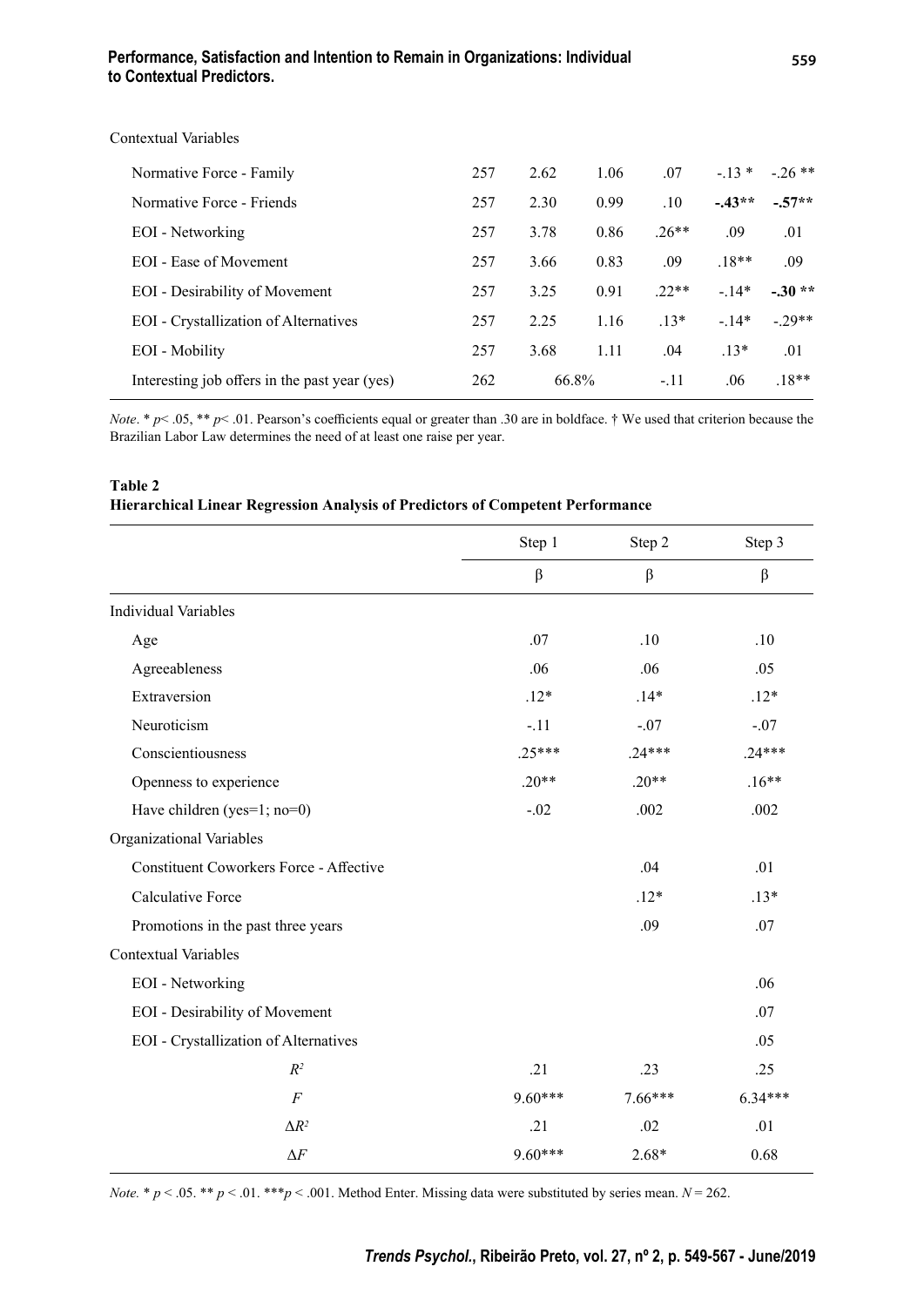| | | | | | | |
|---|---|---|---|---|---|---|
| Contextual Variables | | | | | | |
| Normative Force - Family | 257 | 2.62 | 1.06 | .07 | -.13 * | -.26 ** |
| Normative Force - Friends | 257 | 2.30 | 0.99 | .10 | **-.43**** | **-.57**** |
| EOI - Networking | 257 | 3.78 | 0.86 | .26** | .09 | .01 |
| EOI - Ease of Movement | 257 | 3.66 | 0.83 | .09 | .18** | .09 |
| EOI - Desirability of Movement | 257 | 3.25 | 0.91 | .22** | -.14* | **-.30 **** |
| EOI - Crystallization of Alternatives | 257 | 2.25 | 1.16 | .13* | -.14* | -.29** |
| EOI - Mobility | 257 | 3.68 | 1.11 | .04 | .13* | .01 |
| Interesting job offers in the past year (yes) | 262 | 66.8% | | -.11 | .06 | .18** |

*Note*. * *p*< .05, ** *p*< .01. Pearson's coefficients equal or greater than .30 are in boldface. † We used that criterion because the Brazilian Labor Law determines the need of at least one raise per year.

**Table 2**
**Hierarchical Linear Regression Analysis of Predictors of Competent Performance**

| | Step 1 | Step 2 | Step 3 |
|---|---|---|---|
| | β | β | β |
| Individual Variables | | | |
| Age | .07 | .10 | .10 |
| Agreeableness | .06 | .06 | .05 |
| Extraversion | .12* | .14* | .12* |
| Neuroticism | -.11 | -.07 | -.07 |
| Conscientiousness | .25*** | .24*** | .24*** |
| Openness to experience | .20** | .20** | .16** |
| Have children (yes=1; no=0) | -.02 | .002 | .002 |
| Organizational Variables | | | |
| Constituent Coworkers Force - Affective | | .04 | .01 |
| Calculative Force | | .12* | .13* |
| Promotions in the past three years | | .09 | .07 |
| Contextual Variables | | | |
| EOI - Networking | | | .06 |
| EOI - Desirability of Movement | | | .07 |
| EOI - Crystallization of Alternatives | | | .05 |
| $R^2$ | .21 | .23 | .25 |
| $F$ | 9.60*** | 7.66*** | 6.34*** |
| $\Delta R^2$ | .21 | .02 | .01 |
| $\Delta F$ | 9.60*** | 2.68* | 0.68 |

*Note.* * $p < .05$. ** $p < .01$. *** $p < .001$. Method Enter. Missing data were substituted by series mean. $N = 262$.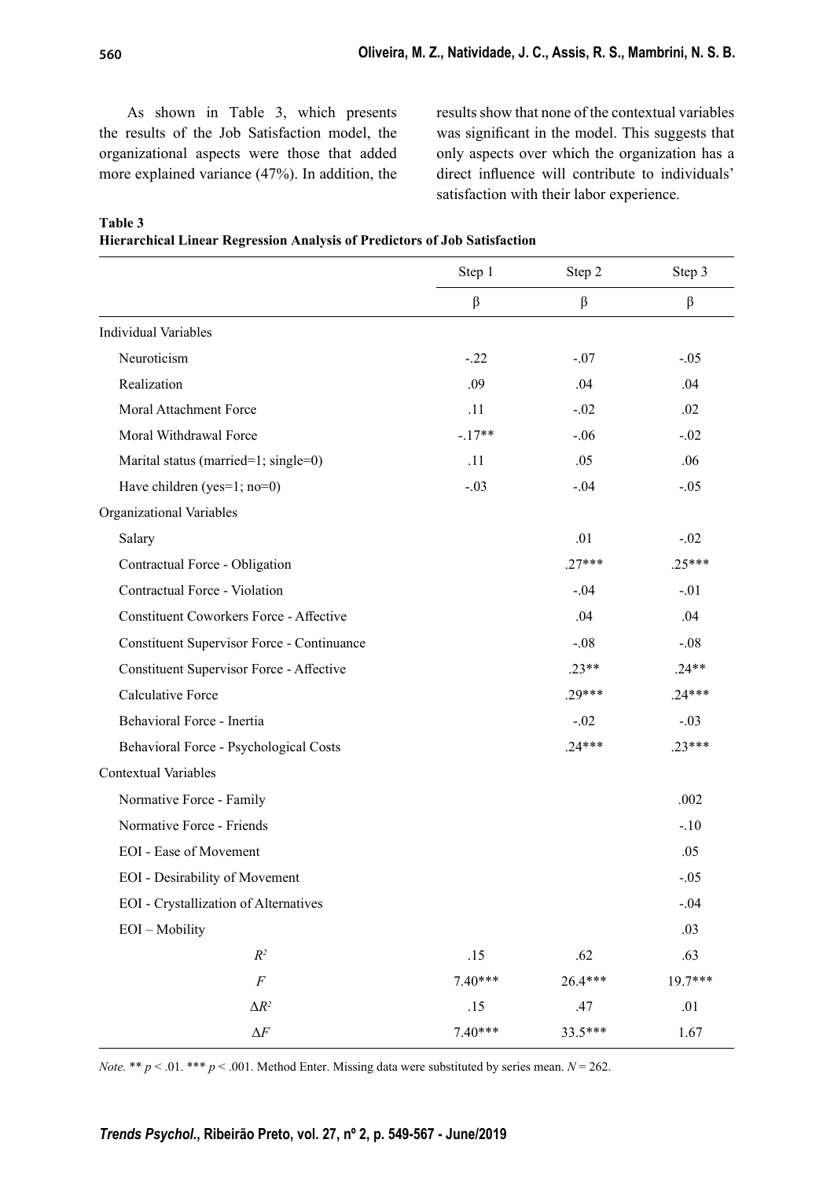As shown in Table 3, which presents the results of the Job Satisfaction model, the organizational aspects were those that added more explained variance (47%). In addition, the results show that none of the contextual variables was significant in the model. This suggests that only aspects over which the organization has a direct influence will contribute to individuals' satisfaction with their labor experience.

**Table 3**
**Hierarchical Linear Regression Analysis of Predictors of Job Satisfaction**

| | Step 1 | Step 2 | Step 3 |
|---|---|---|---|
| | β | β | β |
| Individual Variables | | | |
| Neuroticism | -.22 | -.07 | -.05 |
| Realization | .09 | .04 | .04 |
| Moral Attachment Force | .11 | -.02 | .02 |
| Moral Withdrawal Force | -.17** | -.06 | -.02 |
| Marital status (married=1; single=0) | .11 | .05 | .06 |
| Have children (yes=1; no=0) | -.03 | -.04 | -.05 |
| Organizational Variables | | | |
| Salary | | .01 | -.02 |
| Contractual Force - Obligation | | .27*** | .25*** |
| Contractual Force - Violation | | -.04 | -.01 |
| Constituent Coworkers Force - Affective | | .04 | .04 |
| Constituent Supervisor Force - Continuance | | -.08 | -.08 |
| Constituent Supervisor Force - Affective | | .23** | .24** |
| Calculative Force | | .29*** | .24*** |
| Behavioral Force - Inertia | | -.02 | -.03 |
| Behavioral Force - Psychological Costs | | .24*** | .23*** |
| Contextual Variables | | | |
| Normative Force - Family | | | .002 |
| Normative Force - Friends | | | -.10 |
| EOI - Ease of Movement | | | .05 |
| EOI - Desirability of Movement | | | -.05 |
| EOI - Crystallization of Alternatives | | | -.04 |
| EOI – Mobility | | | .03 |
| $R^2$ | .15 | .62 | .63 |
| $F$ | 7.40*** | 26.4*** | 19.7*** |
| $\Delta R^2$ | .15 | .47 | .01 |
| $\Delta F$ | 7.40*** | 33.5*** | 1.67 |

*Note.* ** $p < .01$. *** $p < .001$. Method Enter. Missing data were substituted by series mean. $N = 262$.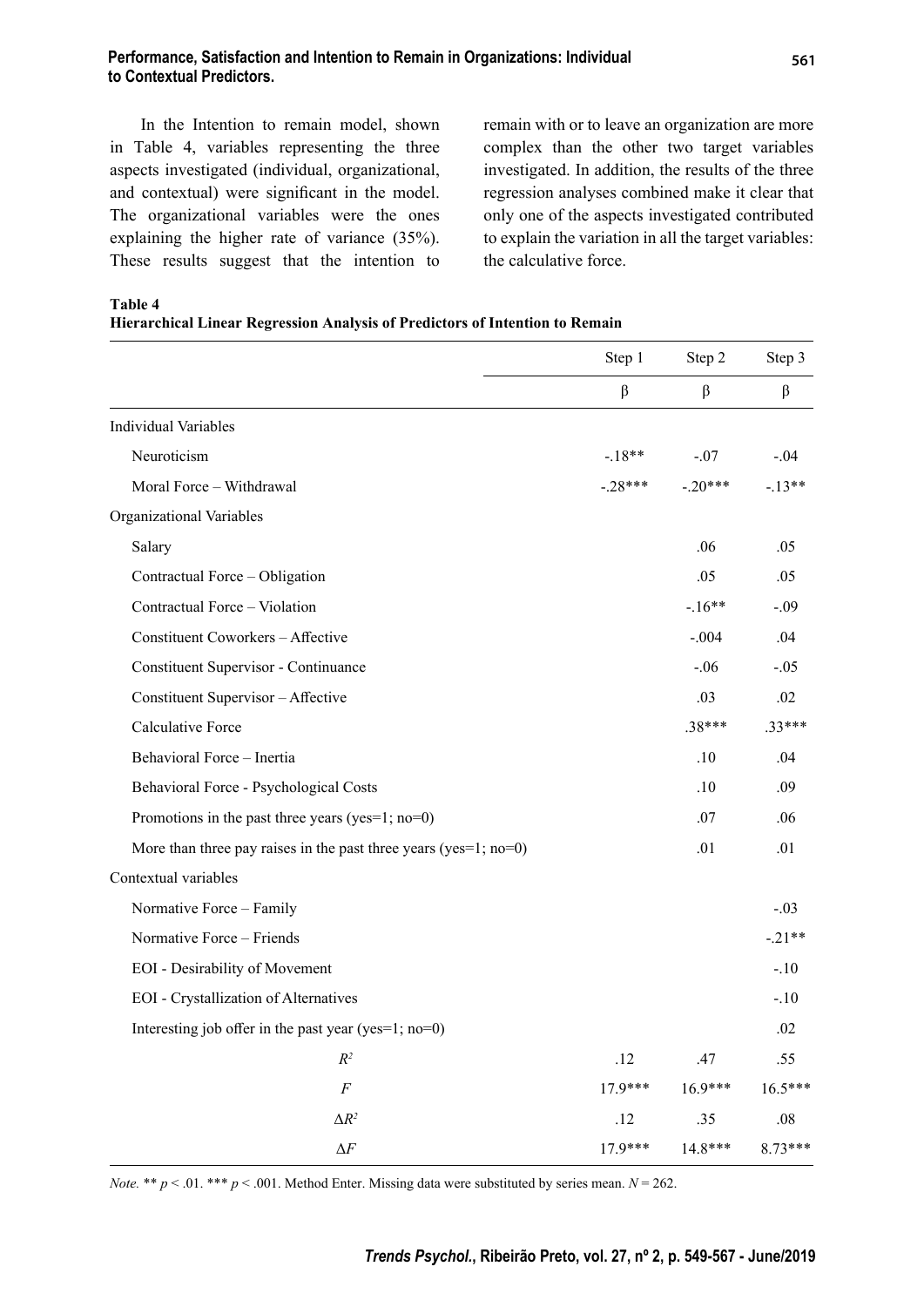In the Intention to remain model, shown in Table 4, variables representing the three aspects investigated (individual, organizational, and contextual) were significant in the model. The organizational variables were the ones explaining the higher rate of variance (35%). These results suggest that the intention to remain with or to leave an organization are more complex than the other two target variables investigated. In addition, the results of the three regression analyses combined make it clear that only one of the aspects investigated contributed to explain the variation in all the target variables: the calculative force.

**Table 4**
**Hierarchical Linear Regression Analysis of Predictors of Intention to Remain**

| | Step 1 | Step 2 | Step 3 |
|---|---|---|---|
| | β | β | β |
| Individual Variables | | | |
| Neuroticism | -.18** | -.07 | -.04 |
| Moral Force – Withdrawal | -.28*** | -.20*** | -.13** |
| Organizational Variables | | | |
| Salary | | .06 | .05 |
| Contractual Force – Obligation | | .05 | .05 |
| Contractual Force – Violation | | -.16** | -.09 |
| Constituent Coworkers – Affective | | -.004 | .04 |
| Constituent Supervisor - Continuance | | -.06 | -.05 |
| Constituent Supervisor – Affective | | .03 | .02 |
| Calculative Force | | .38*** | .33*** |
| Behavioral Force – Inertia | | .10 | .04 |
| Behavioral Force - Psychological Costs | | .10 | .09 |
| Promotions in the past three years (yes=1; no=0) | | .07 | .06 |
| More than three pay raises in the past three years (yes=1; no=0) | | .01 | .01 |
| Contextual variables | | | |
| Normative Force – Family | | | -.03 |
| Normative Force – Friends | | | -.21** |
| EOI - Desirability of Movement | | | -.10 |
| EOI - Crystallization of Alternatives | | | -.10 |
| Interesting job offer in the past year (yes=1; no=0) | | | .02 |
| $R^2$ | .12 | .47 | .55 |
| $F$ | 17.9*** | 16.9*** | 16.5*** |
| $\Delta R^2$ | .12 | .35 | .08 |
| $\Delta F$ | 17.9*** | 14.8*** | 8.73*** |

*Note.* ** $p < .01$. *** $p < .001$. Method Enter. Missing data were substituted by series mean. $N = 262$.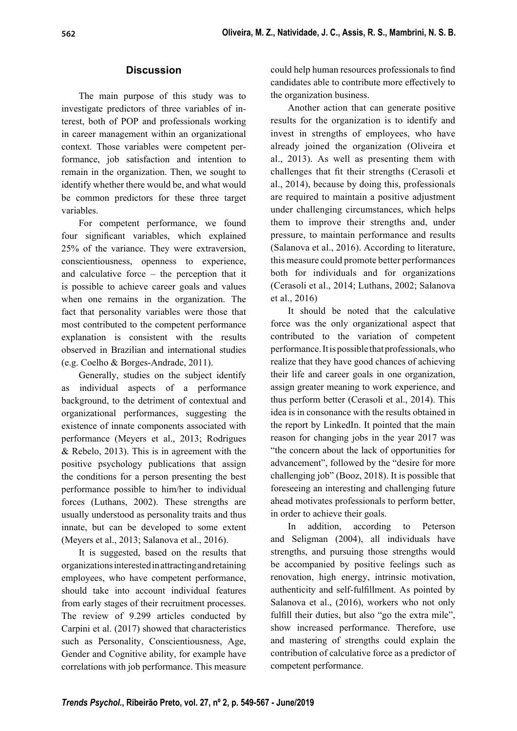## Discussion

The main purpose of this study was to investigate predictors of three variables of interest, both of POP and professionals working in career management within an organizational context. Those variables were competent performance, job satisfaction and intention to remain in the organization. Then, we sought to identify whether there would be, and what would be common predictors for these three target variables.

For competent performance, we found four significant variables, which explained 25% of the variance. They were extraversion, conscientiousness, openness to experience, and calculative force – the perception that it is possible to achieve career goals and values when one remains in the organization. The fact that personality variables were those that most contributed to the competent performance explanation is consistent with the results observed in Brazilian and international studies (e.g. Coelho & Borges-Andrade, 2011).

Generally, studies on the subject identify as individual aspects of a performance background, to the detriment of contextual and organizational performances, suggesting the existence of innate components associated with performance (Meyers et al., 2013; Rodrigues & Rebelo, 2013). This is in agreement with the positive psychology publications that assign the conditions for a person presenting the best performance possible to him/her to individual forces (Luthans, 2002). These strengths are usually understood as personality traits and thus innate, but can be developed to some extent (Meyers et al., 2013; Salanova et al., 2016).

It is suggested, based on the results that organizations interested in attracting and retaining employees, who have competent performance, should take into account individual features from early stages of their recruitment processes. The review of 9.299 articles conducted by Carpini et al. (2017) showed that characteristics such as Personality, Conscientiousness, Age, Gender and Cognitive ability, for example have correlations with job performance. This measure could help human resources professionals to find candidates able to contribute more effectively to the organization business.

Another action that can generate positive results for the organization is to identify and invest in strengths of employees, who have already joined the organization (Oliveira et al., 2013). As well as presenting them with challenges that fit their strengths (Cerasoli et al., 2014), because by doing this, professionals are required to maintain a positive adjustment under challenging circumstances, which helps them to improve their strengths and, under pressure, to maintain performance and results (Salanova et al., 2016). According to literature, this measure could promote better performances both for individuals and for organizations (Cerasoli et al., 2014; Luthans, 2002; Salanova et al., 2016)

It should be noted that the calculative force was the only organizational aspect that contributed to the variation of competent performance. It is possible that professionals, who realize that they have good chances of achieving their life and career goals in one organization, assign greater meaning to work experience, and thus perform better (Cerasoli et al., 2014). This idea is in consonance with the results obtained in the report by LinkedIn. It pointed that the main reason for changing jobs in the year 2017 was "the concern about the lack of opportunities for advancement", followed by the "desire for more challenging job" (Booz, 2018). It is possible that foreseeing an interesting and challenging future ahead motivates professionals to perform better, in order to achieve their goals.

In addition, according to Peterson and Seligman (2004), all individuals have strengths, and pursuing those strengths would be accompanied by positive feelings such as renovation, high energy, intrinsic motivation, authenticity and self-fulfillment. As pointed by Salanova et al., (2016), workers who not only fulfill their duties, but also "go the extra mile", show increased performance. Therefore, use and mastering of strengths could explain the contribution of calculative force as a predictor of competent performance.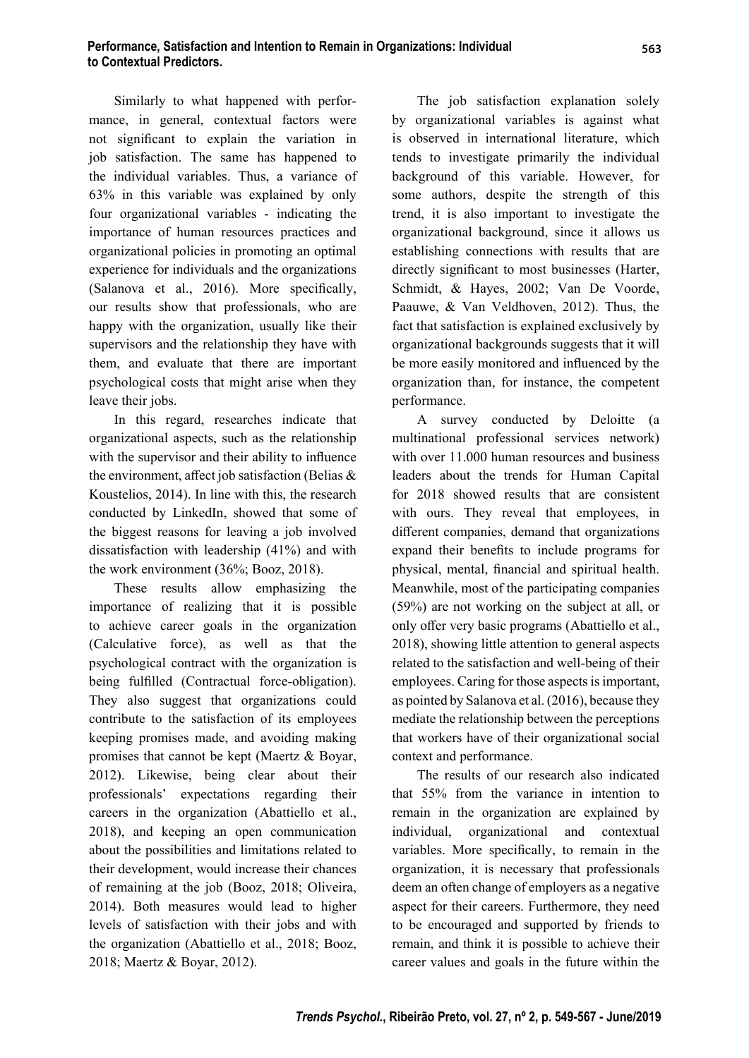Similarly to what happened with performance, in general, contextual factors were not significant to explain the variation in job satisfaction. The same has happened to the individual variables. Thus, a variance of 63% in this variable was explained by only four organizational variables - indicating the importance of human resources practices and organizational policies in promoting an optimal experience for individuals and the organizations (Salanova et al., 2016). More specifically, our results show that professionals, who are happy with the organization, usually like their supervisors and the relationship they have with them, and evaluate that there are important psychological costs that might arise when they leave their jobs.

In this regard, researches indicate that organizational aspects, such as the relationship with the supervisor and their ability to influence the environment, affect job satisfaction (Belias & Koustelios, 2014). In line with this, the research conducted by LinkedIn, showed that some of the biggest reasons for leaving a job involved dissatisfaction with leadership (41%) and with the work environment (36%; Booz, 2018).

These results allow emphasizing the importance of realizing that it is possible to achieve career goals in the organization (Calculative force), as well as that the psychological contract with the organization is being fulfilled (Contractual force-obligation). They also suggest that organizations could contribute to the satisfaction of its employees keeping promises made, and avoiding making promises that cannot be kept (Maertz & Boyar, 2012). Likewise, being clear about their professionals' expectations regarding their careers in the organization (Abattiello et al., 2018), and keeping an open communication about the possibilities and limitations related to their development, would increase their chances of remaining at the job (Booz, 2018; Oliveira, 2014). Both measures would lead to higher levels of satisfaction with their jobs and with the organization (Abattiello et al., 2018; Booz, 2018; Maertz & Boyar, 2012).

The job satisfaction explanation solely by organizational variables is against what is observed in international literature, which tends to investigate primarily the individual background of this variable. However, for some authors, despite the strength of this trend, it is also important to investigate the organizational background, since it allows us establishing connections with results that are directly significant to most businesses (Harter, Schmidt, & Hayes, 2002; Van De Voorde, Paauwe, & Van Veldhoven, 2012). Thus, the fact that satisfaction is explained exclusively by organizational backgrounds suggests that it will be more easily monitored and influenced by the organization than, for instance, the competent performance.

A survey conducted by Deloitte (a multinational professional services network) with over 11.000 human resources and business leaders about the trends for Human Capital for 2018 showed results that are consistent with ours. They reveal that employees, in different companies, demand that organizations expand their benefits to include programs for physical, mental, financial and spiritual health. Meanwhile, most of the participating companies (59%) are not working on the subject at all, or only offer very basic programs (Abattiello et al., 2018), showing little attention to general aspects related to the satisfaction and well-being of their employees. Caring for those aspects is important, as pointed by Salanova et al. (2016), because they mediate the relationship between the perceptions that workers have of their organizational social context and performance.

The results of our research also indicated that 55% from the variance in intention to remain in the organization are explained by individual, organizational and contextual variables. More specifically, to remain in the organization, it is necessary that professionals deem an often change of employers as a negative aspect for their careers. Furthermore, they need to be encouraged and supported by friends to remain, and think it is possible to achieve their career values and goals in the future within the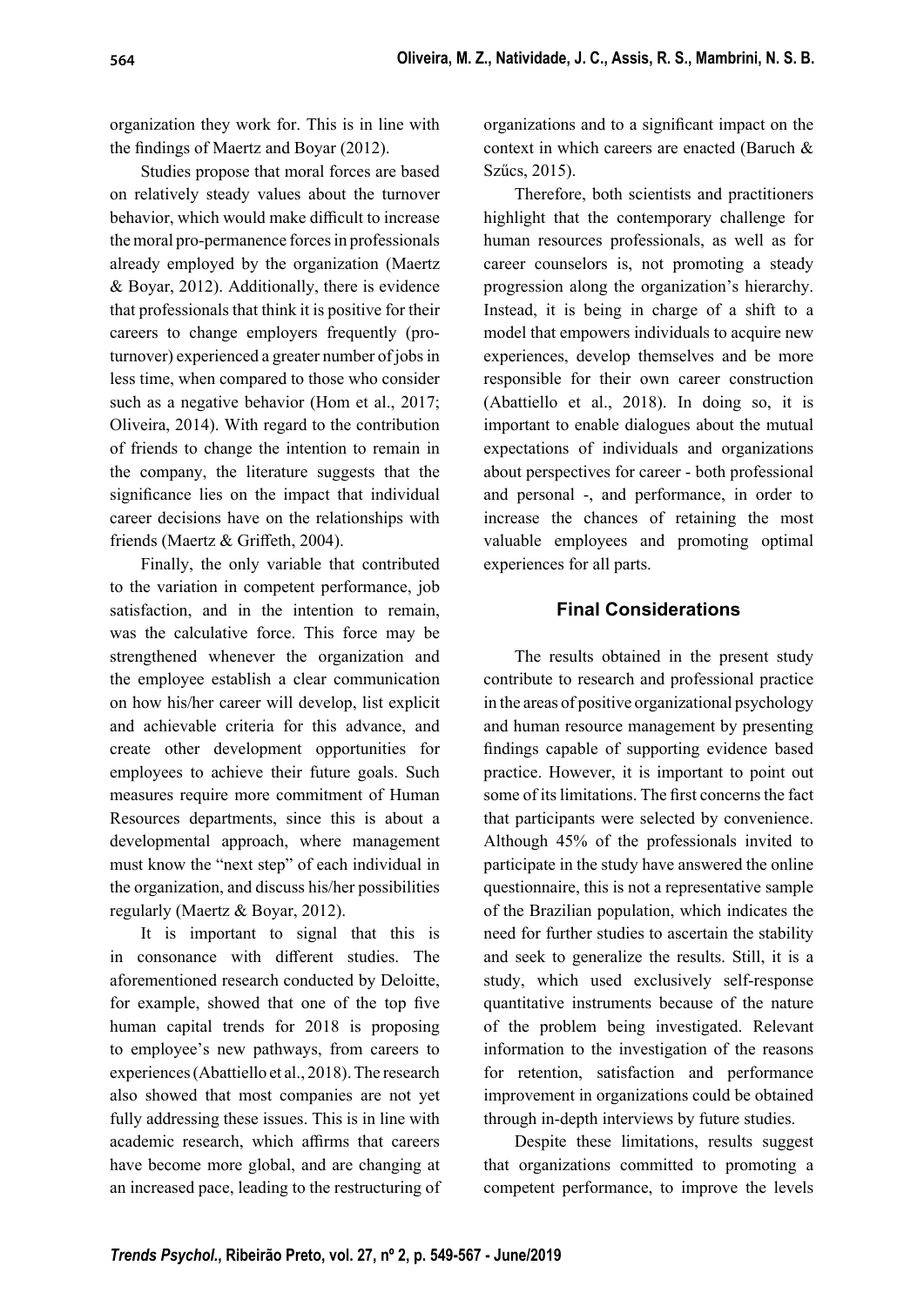organization they work for. This is in line with the findings of Maertz and Boyar (2012).

Studies propose that moral forces are based on relatively steady values about the turnover behavior, which would make difficult to increase the moral pro-permanence forces in professionals already employed by the organization (Maertz & Boyar, 2012). Additionally, there is evidence that professionals that think it is positive for their careers to change employers frequently (pro-turnover) experienced a greater number of jobs in less time, when compared to those who consider such as a negative behavior (Hom et al., 2017; Oliveira, 2014). With regard to the contribution of friends to change the intention to remain in the company, the literature suggests that the significance lies on the impact that individual career decisions have on the relationships with friends (Maertz & Griffeth, 2004).

Finally, the only variable that contributed to the variation in competent performance, job satisfaction, and in the intention to remain, was the calculative force. This force may be strengthened whenever the organization and the employee establish a clear communication on how his/her career will develop, list explicit and achievable criteria for this advance, and create other development opportunities for employees to achieve their future goals. Such measures require more commitment of Human Resources departments, since this is about a developmental approach, where management must know the "next step" of each individual in the organization, and discuss his/her possibilities regularly (Maertz & Boyar, 2012).

It is important to signal that this is in consonance with different studies. The aforementioned research conducted by Deloitte, for example, showed that one of the top five human capital trends for 2018 is proposing to employee's new pathways, from careers to experiences (Abattiello et al., 2018). The research also showed that most companies are not yet fully addressing these issues. This is in line with academic research, which affirms that careers have become more global, and are changing at an increased pace, leading to the restructuring of organizations and to a significant impact on the context in which careers are enacted (Baruch & Szűcs, 2015).

Therefore, both scientists and practitioners highlight that the contemporary challenge for human resources professionals, as well as for career counselors is, not promoting a steady progression along the organization's hierarchy. Instead, it is being in charge of a shift to a model that empowers individuals to acquire new experiences, develop themselves and be more responsible for their own career construction (Abattiello et al., 2018). In doing so, it is important to enable dialogues about the mutual expectations of individuals and organizations about perspectives for career - both professional and personal -, and performance, in order to increase the chances of retaining the most valuable employees and promoting optimal experiences for all parts.

## Final Considerations

The results obtained in the present study contribute to research and professional practice in the areas of positive organizational psychology and human resource management by presenting findings capable of supporting evidence based practice. However, it is important to point out some of its limitations. The first concerns the fact that participants were selected by convenience. Although 45% of the professionals invited to participate in the study have answered the online questionnaire, this is not a representative sample of the Brazilian population, which indicates the need for further studies to ascertain the stability and seek to generalize the results. Still, it is a study, which used exclusively self-response quantitative instruments because of the nature of the problem being investigated. Relevant information to the investigation of the reasons for retention, satisfaction and performance improvement in organizations could be obtained through in-depth interviews by future studies.

Despite these limitations, results suggest that organizations committed to promoting a competent performance, to improve the levels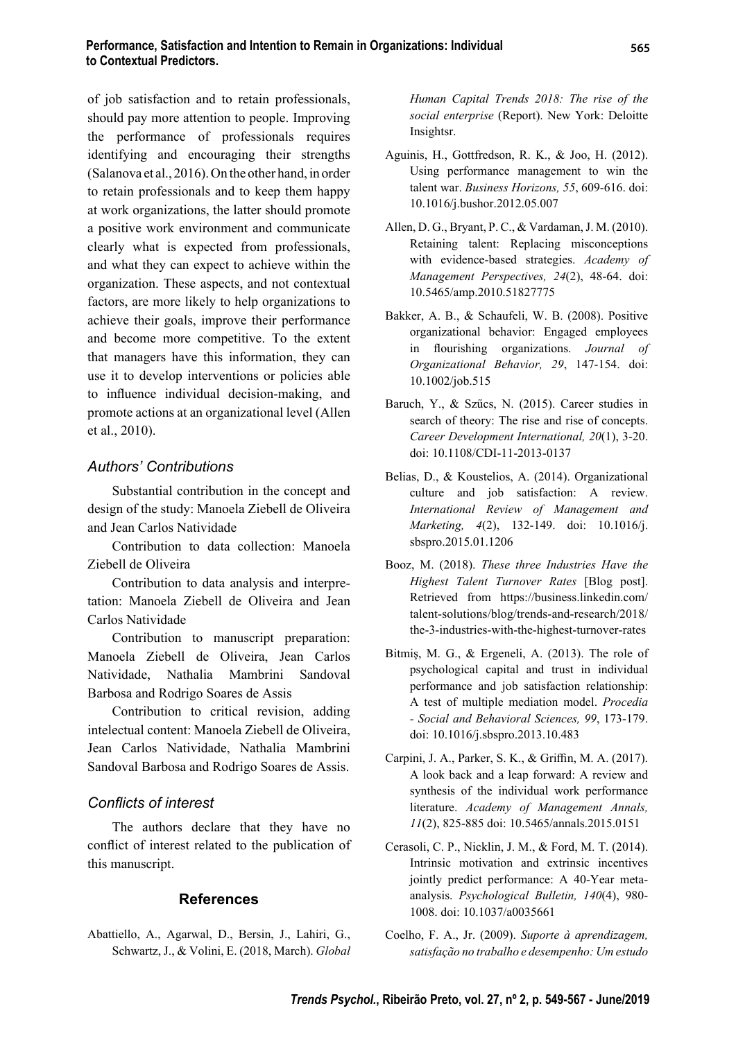of job satisfaction and to retain professionals, should pay more attention to people. Improving the performance of professionals requires identifying and encouraging their strengths (Salanova et al., 2016). On the other hand, in order to retain professionals and to keep them happy at work organizations, the latter should promote a positive work environment and communicate clearly what is expected from professionals, and what they can expect to achieve within the organization. These aspects, and not contextual factors, are more likely to help organizations to achieve their goals, improve their performance and become more competitive. To the extent that managers have this information, they can use it to develop interventions or policies able to influence individual decision-making, and promote actions at an organizational level (Allen et al., 2010).

### *Authors' Contributions*

Substantial contribution in the concept and design of the study: Manoela Ziebell de Oliveira and Jean Carlos Natividade

Contribution to data collection: Manoela Ziebell de Oliveira

Contribution to data analysis and interpretation: Manoela Ziebell de Oliveira and Jean Carlos Natividade

Contribution to manuscript preparation: Manoela Ziebell de Oliveira, Jean Carlos Natividade, Nathalia Mambrini Sandoval Barbosa and Rodrigo Soares de Assis

Contribution to critical revision, adding intelectual content: Manoela Ziebell de Oliveira, Jean Carlos Natividade, Nathalia Mambrini Sandoval Barbosa and Rodrigo Soares de Assis.

### *Conflicts of interest*

The authors declare that they have no conflict of interest related to the publication of this manuscript.

## References

Abattiello, A., Agarwal, D., Bersin, J., Lahiri, G., Schwartz, J., & Volini, E. (2018, March). *Global Human Capital Trends 2018: The rise of the social enterprise* (Report). New York: Deloitte Insightsr.

Aguinis, H., Gottfredson, R. K., & Joo, H. (2012). Using performance management to win the talent war. *Business Horizons, 55*, 609-616. doi: 10.1016/j.bushor.2012.05.007

Allen, D. G., Bryant, P. C., & Vardaman, J. M. (2010). Retaining talent: Replacing misconceptions with evidence-based strategies. *Academy of Management Perspectives, 24*(2), 48-64. doi: 10.5465/amp.2010.51827775

Bakker, A. B., & Schaufeli, W. B. (2008). Positive organizational behavior: Engaged employees in flourishing organizations. *Journal of Organizational Behavior, 29*, 147-154. doi: 10.1002/job.515

Baruch, Y., & Szűcs, N. (2015). Career studies in search of theory: The rise and rise of concepts. *Career Development International, 20*(1), 3-20. doi: 10.1108/CDI-11-2013-0137

Belias, D., & Koustelios, A. (2014). Organizational culture and job satisfaction: A review. *International Review of Management and Marketing, 4*(2), 132-149. doi: 10.1016/j.sbspro.2015.01.1206

Booz, M. (2018). *These three Industries Have the Highest Talent Turnover Rates* [Blog post]. Retrieved from https://business.linkedin.com/talent-solutions/blog/trends-and-research/2018/the-3-industries-with-the-highest-turnover-rates

Bitmiş, M. G., & Ergeneli, A. (2013). The role of psychological capital and trust in individual performance and job satisfaction relationship: A test of multiple mediation model. *Procedia - Social and Behavioral Sciences, 99*, 173-179. doi: 10.1016/j.sbspro.2013.10.483

Carpini, J. A., Parker, S. K., & Griffin, M. A. (2017). A look back and a leap forward: A review and synthesis of the individual work performance literature. *Academy of Management Annals, 11*(2), 825-885 doi: 10.5465/annals.2015.0151

Cerasoli, C. P., Nicklin, J. M., & Ford, M. T. (2014). Intrinsic motivation and extrinsic incentives jointly predict performance: A 40-Year meta-analysis. *Psychological Bulletin, 140*(4), 980-1008. doi: 10.1037/a0035661

Coelho, F. A., Jr. (2009). *Suporte à aprendizagem, satisfação no trabalho e desempenho: Um estudo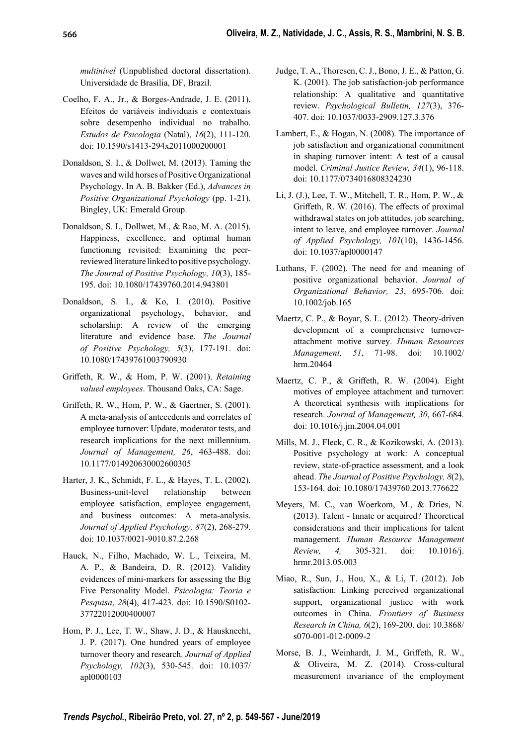*multinível* (Unpublished doctoral dissertation). Universidade de Brasília, DF, Brazil.

Coelho, F. A., Jr., & Borges-Andrade, J. E. (2011). Efeitos de variáveis individuais e contextuais sobre desempenho individual no trabalho. *Estudos de Psicologia* (Natal), *16*(2), 111-120. doi: 10.1590/s1413-294x2011000200001

Donaldson, S. I., & Dollwet, M. (2013). Taming the waves and wild horses of Positive Organizational Psychology. In A. B. Bakker (Ed.), *Advances in Positive Organizational Psychology* (pp. 1-21). Bingley, UK: Emerald Group.

Donaldson, S. I., Dollwet, M., & Rao, M. A. (2015). Happiness, excellence, and optimal human functioning revisited: Examining the peer-reviewed literature linked to positive psychology. *The Journal of Positive Psychology, 10*(3), 185-195. doi: 10.1080/17439760.2014.943801

Donaldson, S. I., & Ko, I. (2010). Positive organizational psychology, behavior, and scholarship: A review of the emerging literature and evidence base. *The Journal of Positive Psychology, 5*(3), 177-191. doi: 10.1080/17439761003790930

Griffeth, R. W., & Hom, P. W. (2001). *Retaining valued employees*. Thousand Oaks, CA: Sage.

Griffeth, R. W., Hom, P. W., & Gaertner, S. (2001). A meta-analysis of antecedents and correlates of employee turnover: Update, moderator tests, and research implications for the next millennium. *Journal of Management, 26*, 463-488. doi: 10.1177/014920630002600305

Harter, J. K., Schmidt, F. L., & Hayes, T. L. (2002). Business-unit-level relationship between employee satisfaction, employee engagement, and business outcomes: A meta-analysis. *Journal of Applied Psychology, 87*(2), 268-279. doi: 10.1037/0021-9010.87.2.268

Hauck, N., Filho, Machado, W. L., Teixeira, M. A. P., & Bandeira, D. R. (2012). Validity evidences of mini-markers for assessing the Big Five Personality Model. *Psicologia: Teoria e Pesquisa*, *28*(4), 417-423. doi: 10.1590/S0102-37722012000400007

Hom, P. J., Lee, T. W., Shaw, J. D., & Hausknecht, J. P. (2017). One hundred years of employee turnover theory and research. *Journal of Applied Psychology, 102*(3), 530-545. doi: 10.1037/apl0000103

Judge, T. A., Thoresen, C. J., Bono, J. E., & Patton, G. K. (2001). The job satisfaction-job performance relationship: A qualitative and quantitative review. *Psychological Bulletin, 127*(3), 376-407. doi: 10.1037/0033-2909.127.3.376

Lambert, E., & Hogan, N. (2008). The importance of job satisfaction and organizational commitment in shaping turnover intent: A test of a causal model. *Criminal Justice Review, 34*(1), 96-118. doi: 10.1177/0734016808324230

Li, J. (J.), Lee, T. W., Mitchell, T. R., Hom, P. W., & Griffeth, R. W. (2016). The effects of proximal withdrawal states on job attitudes, job searching, intent to leave, and employee turnover. *Journal of Applied Psychology, 101*(10), 1436-1456. doi: 10.1037/apl0000147

Luthans, F. (2002). The need for and meaning of positive organizational behavior. *Journal of Organizational Behavior, 23*, 695-706. doi: 10.1002/job.165

Maertz, C. P., & Boyar, S. L. (2012). Theory-driven development of a comprehensive turnover-attachment motive survey. *Human Resources Management, 51*, 71-98. doi: 10.1002/hrm.20464

Maertz, C. P., & Griffeth, R. W. (2004). Eight motives of employee attachment and turnover: A theoretical synthesis with implications for research. *Journal of Management, 30*, 667-684. doi: 10.1016/j.jm.2004.04.001

Mills, M. J., Fleck, C. R., & Kozikowski, A. (2013). Positive psychology at work: A conceptual review, state-of-practice assessment, and a look ahead. *The Journal of Positive Psychology, 8*(2), 153-164. doi: 10.1080/17439760.2013.776622

Meyers, M. C., van Woerkom, M., & Dries, N. (2013). Talent - Innate or acquired? Theoretical considerations and their implications for talent management. *Human Resource Management Review, 4,* 305-321. doi: 10.1016/j.hrmr.2013.05.003

Miao, R., Sun, J., Hou, X., & Li, T. (2012). Job satisfaction: Linking perceived organizational support, organizational justice with work outcomes in China. *Frontiers of Business Research in China, 6*(2), 169-200. doi: 10.3868/s070-001-012-0009-2

Morse, B. J., Weinhardt, J. M., Griffeth, R. W., & Oliveira, M. Z. (2014). Cross-cultural measurement invariance of the employment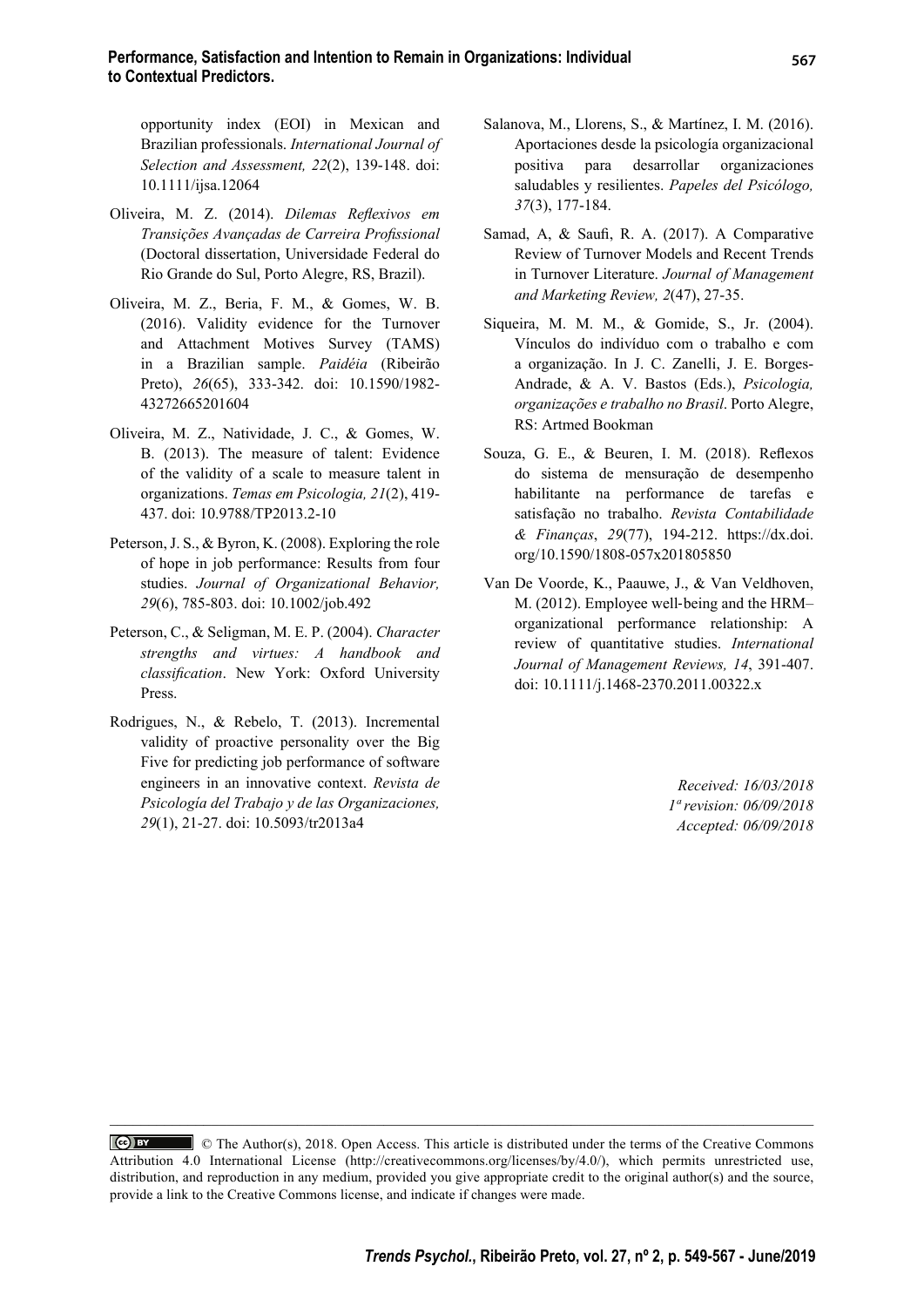opportunity index (EOI) in Mexican and Brazilian professionals. *International Journal of Selection and Assessment, 22*(2), 139-148. doi: 10.1111/ijsa.12064

Oliveira, M. Z. (2014). *Dilemas Reflexivos em Transições Avançadas de Carreira Profissional* (Doctoral dissertation, Universidade Federal do Rio Grande do Sul, Porto Alegre, RS, Brazil).

Oliveira, M. Z., Beria, F. M., & Gomes, W. B. (2016). Validity evidence for the Turnover and Attachment Motives Survey (TAMS) in a Brazilian sample. *Paidéia* (Ribeirão Preto), *26*(65), 333-342. doi: 10.1590/1982-43272665201604

Oliveira, M. Z., Natividade, J. C., & Gomes, W. B. (2013). The measure of talent: Evidence of the validity of a scale to measure talent in organizations. *Temas em Psicologia, 21*(2), 419-437. doi: 10.9788/TP2013.2-10

Peterson, J. S., & Byron, K. (2008). Exploring the role of hope in job performance: Results from four studies. *Journal of Organizational Behavior, 29*(6), 785-803. doi: 10.1002/job.492

Peterson, C., & Seligman, M. E. P. (2004). *Character strengths and virtues: A handbook and classification*. New York: Oxford University Press.

Rodrigues, N., & Rebelo, T. (2013). Incremental validity of proactive personality over the Big Five for predicting job performance of software engineers in an innovative context. *Revista de Psicología del Trabajo y de las Organizaciones, 29*(1), 21-27. doi: 10.5093/tr2013a4

Salanova, M., Llorens, S., & Martínez, I. M. (2016). Aportaciones desde la psicología organizacional positiva para desarrollar organizaciones saludables y resilientes. *Papeles del Psicólogo, 37*(3), 177-184.

Samad, A, & Saufi, R. A. (2017). A Comparative Review of Turnover Models and Recent Trends in Turnover Literature. *Journal of Management and Marketing Review, 2*(47), 27-35.

Siqueira, M. M. M., & Gomide, S., Jr. (2004). Vínculos do indivíduo com o trabalho e com a organização. In J. C. Zanelli, J. E. Borges-Andrade, & A. V. Bastos (Eds.), *Psicologia, organizações e trabalho no Brasil*. Porto Alegre, RS: Artmed Bookman

Souza, G. E., & Beuren, I. M. (2018). Reflexos do sistema de mensuração de desempenho habilitante na performance de tarefas e satisfação no trabalho. *Revista Contabilidade & Finanças*, *29*(77), 194-212. https://dx.doi.org/10.1590/1808-057x201805850

Van De Voorde, K., Paauwe, J., & Van Veldhoven, M. (2012). Employee well-being and the HRM–organizational performance relationship: A review of quantitative studies. *International Journal of Management Reviews, 14*, 391-407. doi: 10.1111/j.1468-2370.2011.00322.x

*Received: 16/03/2018*
*1ª revision: 06/09/2018*
*Accepted: 06/09/2018*

© The Author(s), 2018. Open Access. This article is distributed under the terms of the Creative Commons Attribution 4.0 International License (http://creativecommons.org/licenses/by/4.0/), which permits unrestricted use, distribution, and reproduction in any medium, provided you give appropriate credit to the original author(s) and the source, provide a link to the Creative Commons license, and indicate if changes were made.